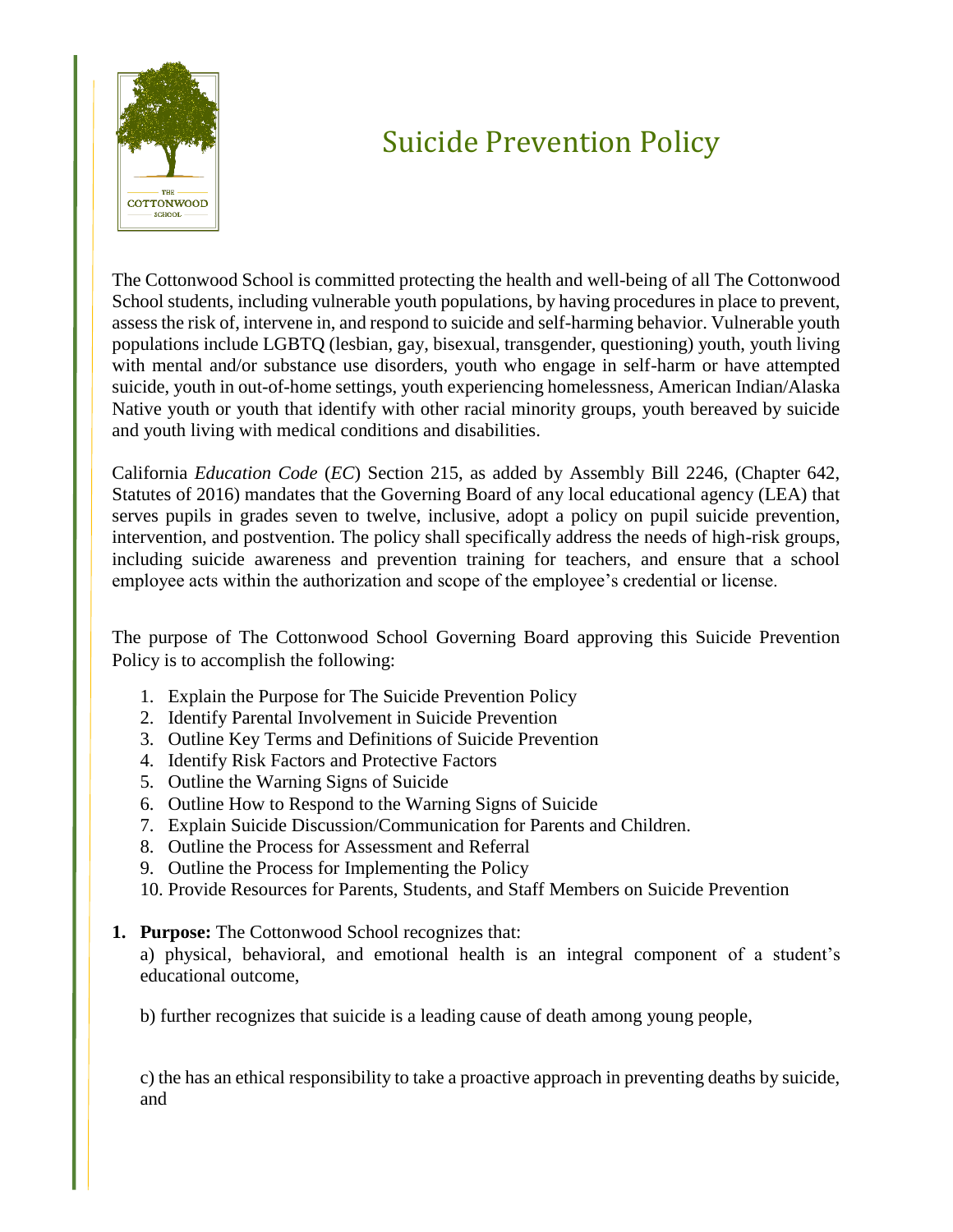# Suicide Prevention Policy

The Cottonwood School is committed protecting the health and well-being of all The Cottonwood School students, including vulnerable youth populations, by having procedures in place to prevent, assess the risk of, intervene in, and respond to suicide and self-harming behavior. Vulnerable youth populations include LGBTQ (lesbian, gay, bisexual, transgender, questioning) youth, youth living with mental and/or substance use disorders, youth who engage in self-harm or have attempted suicide, youth in out-of-home settings, youth experiencing homelessness, American Indian/Alaska Native youth or youth that identify with other racial minority groups, youth bereaved by suicide and youth living with medical conditions and disabilities.

California *Education Code* (*EC*) Section 215, as added by Assembly Bill 2246, (Chapter 642, Statutes of 2016) mandates that the Governing Board of any local educational agency (LEA) that serves pupils in grades seven to twelve, inclusive, adopt a policy on pupil suicide prevention, intervention, and postvention. The policy shall specifically address the needs of high-risk groups, including suicide awareness and prevention training for teachers, and ensure that a school employee acts within the authorization and scope of the employee's credential or license.

The purpose of The Cottonwood School Governing Board approving this Suicide Prevention Policy is to accomplish the following:

1. Explain the Purpose for The Suicide Prevention Policy
2. Identify Parental Involvement in Suicide Prevention
3. Outline Key Terms and Definitions of Suicide Prevention
4. Identify Risk Factors and Protective Factors
5. Outline the Warning Signs of Suicide
6. Outline How to Respond to the Warning Signs of Suicide
7. Explain Suicide Discussion/Communication for Parents and Children.
8. Outline the Process for Assessment and Referral
9. Outline the Process for Implementing the Policy
10. Provide Resources for Parents, Students, and Staff Members on Suicide Prevention

**1. Purpose:** The Cottonwood School recognizes that:

a) physical, behavioral, and emotional health is an integral component of a student's educational outcome,

b) further recognizes that suicide is a leading cause of death among young people,

c) the has an ethical responsibility to take a proactive approach in preventing deaths by suicide, and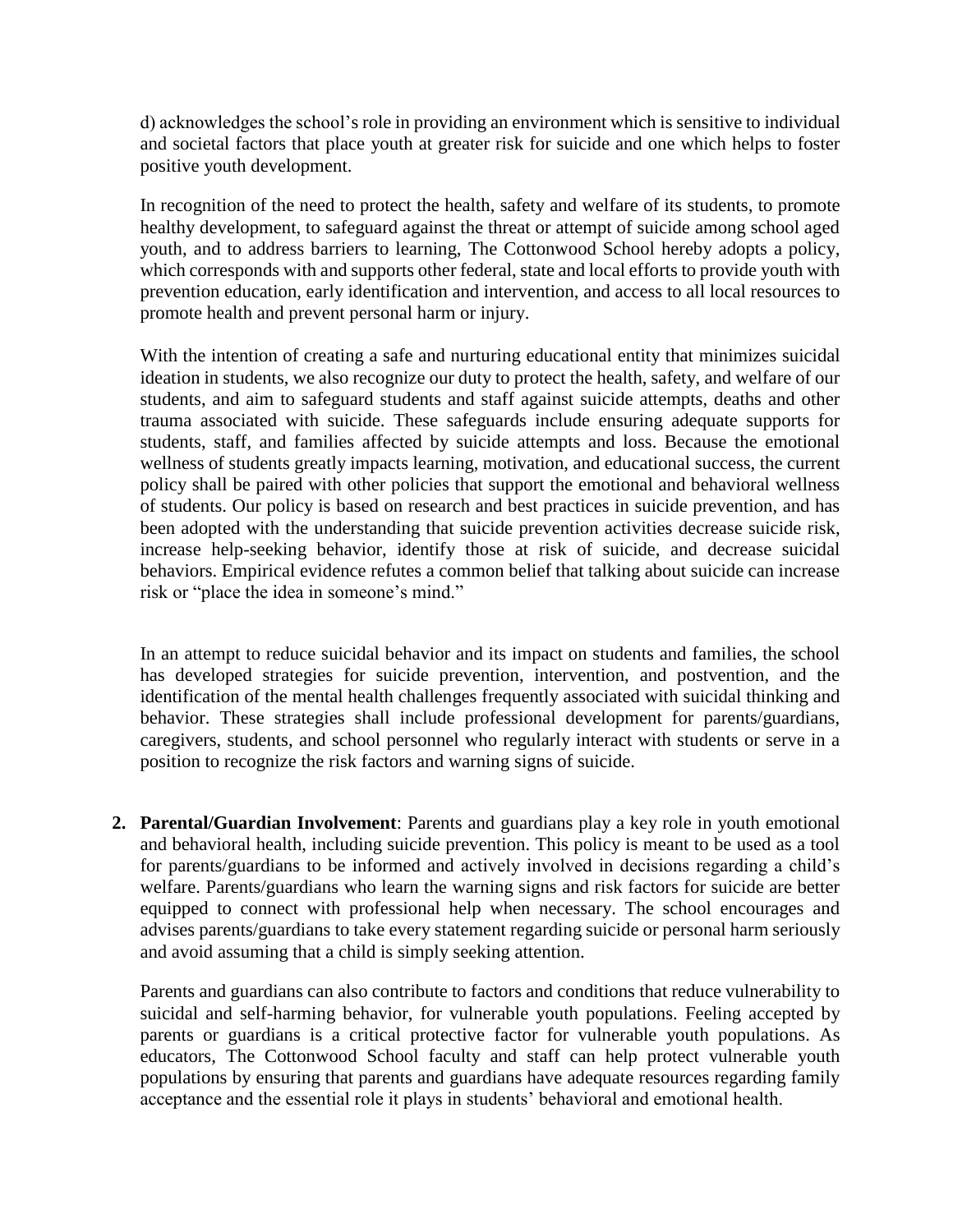d) acknowledges the school's role in providing an environment which is sensitive to individual and societal factors that place youth at greater risk for suicide and one which helps to foster positive youth development.

In recognition of the need to protect the health, safety and welfare of its students, to promote healthy development, to safeguard against the threat or attempt of suicide among school aged youth, and to address barriers to learning, The Cottonwood School hereby adopts a policy, which corresponds with and supports other federal, state and local efforts to provide youth with prevention education, early identification and intervention, and access to all local resources to promote health and prevent personal harm or injury.

With the intention of creating a safe and nurturing educational entity that minimizes suicidal ideation in students, we also recognize our duty to protect the health, safety, and welfare of our students, and aim to safeguard students and staff against suicide attempts, deaths and other trauma associated with suicide. These safeguards include ensuring adequate supports for students, staff, and families affected by suicide attempts and loss. Because the emotional wellness of students greatly impacts learning, motivation, and educational success, the current policy shall be paired with other policies that support the emotional and behavioral wellness of students. Our policy is based on research and best practices in suicide prevention, and has been adopted with the understanding that suicide prevention activities decrease suicide risk, increase help-seeking behavior, identify those at risk of suicide, and decrease suicidal behaviors. Empirical evidence refutes a common belief that talking about suicide can increase risk or "place the idea in someone's mind."

In an attempt to reduce suicidal behavior and its impact on students and families, the school has developed strategies for suicide prevention, intervention, and postvention, and the identification of the mental health challenges frequently associated with suicidal thinking and behavior. These strategies shall include professional development for parents/guardians, caregivers, students, and school personnel who regularly interact with students or serve in a position to recognize the risk factors and warning signs of suicide.

2. **Parental/Guardian Involvement**: Parents and guardians play a key role in youth emotional and behavioral health, including suicide prevention. This policy is meant to be used as a tool for parents/guardians to be informed and actively involved in decisions regarding a child's welfare. Parents/guardians who learn the warning signs and risk factors for suicide are better equipped to connect with professional help when necessary. The school encourages and advises parents/guardians to take every statement regarding suicide or personal harm seriously and avoid assuming that a child is simply seeking attention.

   Parents and guardians can also contribute to factors and conditions that reduce vulnerability to suicidal and self-harming behavior, for vulnerable youth populations. Feeling accepted by parents or guardians is a critical protective factor for vulnerable youth populations. As educators, The Cottonwood School faculty and staff can help protect vulnerable youth populations by ensuring that parents and guardians have adequate resources regarding family acceptance and the essential role it plays in students' behavioral and emotional health.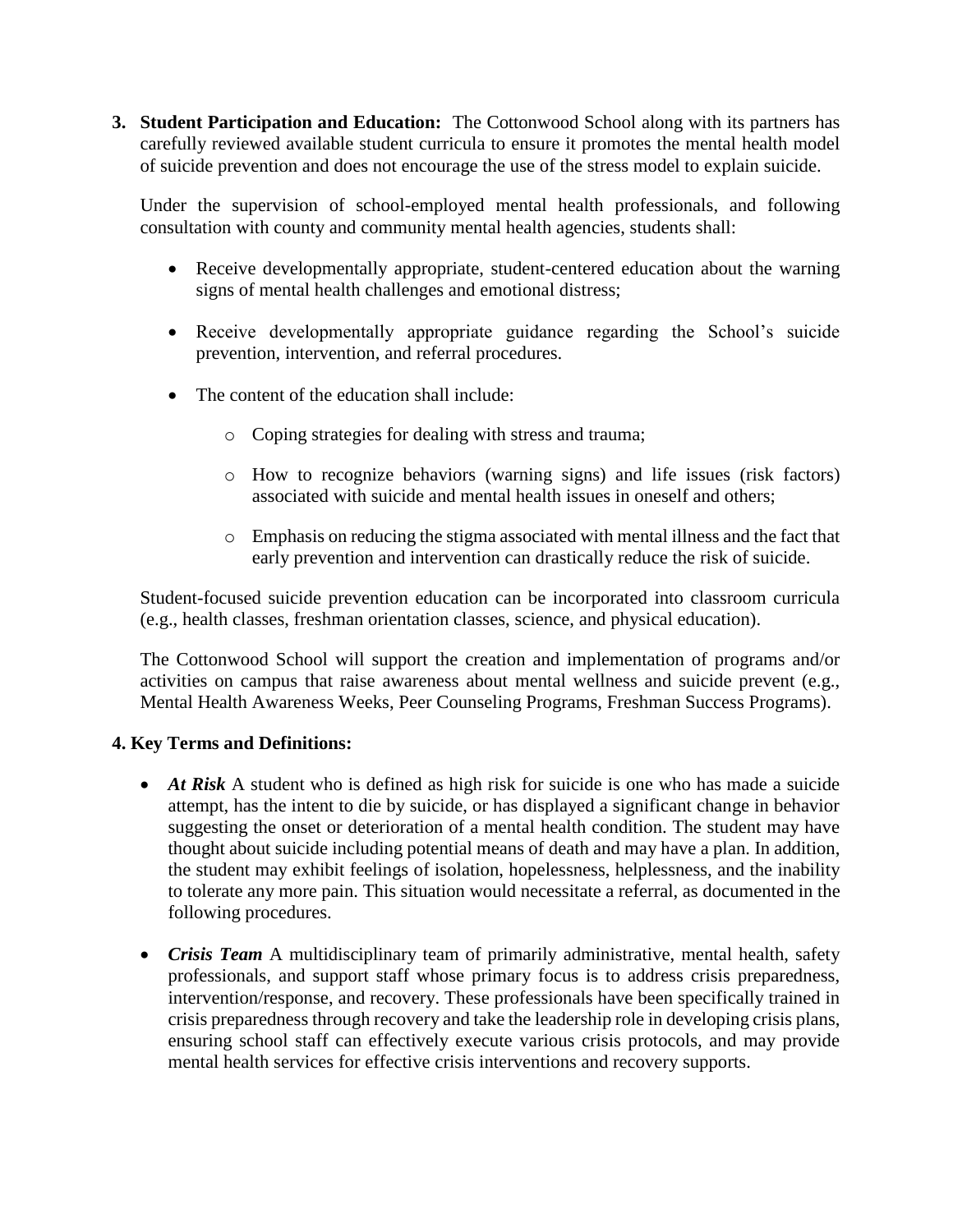3. **Student Participation and Education:** The Cottonwood School along with its partners has carefully reviewed available student curricula to ensure it promotes the mental health model of suicide prevention and does not encourage the use of the stress model to explain suicide.

   Under the supervision of school-employed mental health professionals, and following consultation with county and community mental health agencies, students shall:

   - Receive developmentally appropriate, student-centered education about the warning signs of mental health challenges and emotional distress;
   - Receive developmentally appropriate guidance regarding the School's suicide prevention, intervention, and referral procedures.
   - The content of the education shall include:
     - Coping strategies for dealing with stress and trauma;
     - How to recognize behaviors (warning signs) and life issues (risk factors) associated with suicide and mental health issues in oneself and others;
     - Emphasis on reducing the stigma associated with mental illness and the fact that early prevention and intervention can drastically reduce the risk of suicide.

   Student-focused suicide prevention education can be incorporated into classroom curricula (e.g., health classes, freshman orientation classes, science, and physical education).

   The Cottonwood School will support the creation and implementation of programs and/or activities on campus that raise awareness about mental wellness and suicide prevent (e.g., Mental Health Awareness Weeks, Peer Counseling Programs, Freshman Success Programs).

**4. Key Terms and Definitions:**

- ***At Risk*** A student who is defined as high risk for suicide is one who has made a suicide attempt, has the intent to die by suicide, or has displayed a significant change in behavior suggesting the onset or deterioration of a mental health condition. The student may have thought about suicide including potential means of death and may have a plan. In addition, the student may exhibit feelings of isolation, hopelessness, helplessness, and the inability to tolerate any more pain. This situation would necessitate a referral, as documented in the following procedures.
- ***Crisis Team*** A multidisciplinary team of primarily administrative, mental health, safety professionals, and support staff whose primary focus is to address crisis preparedness, intervention/response, and recovery. These professionals have been specifically trained in crisis preparedness through recovery and take the leadership role in developing crisis plans, ensuring school staff can effectively execute various crisis protocols, and may provide mental health services for effective crisis interventions and recovery supports.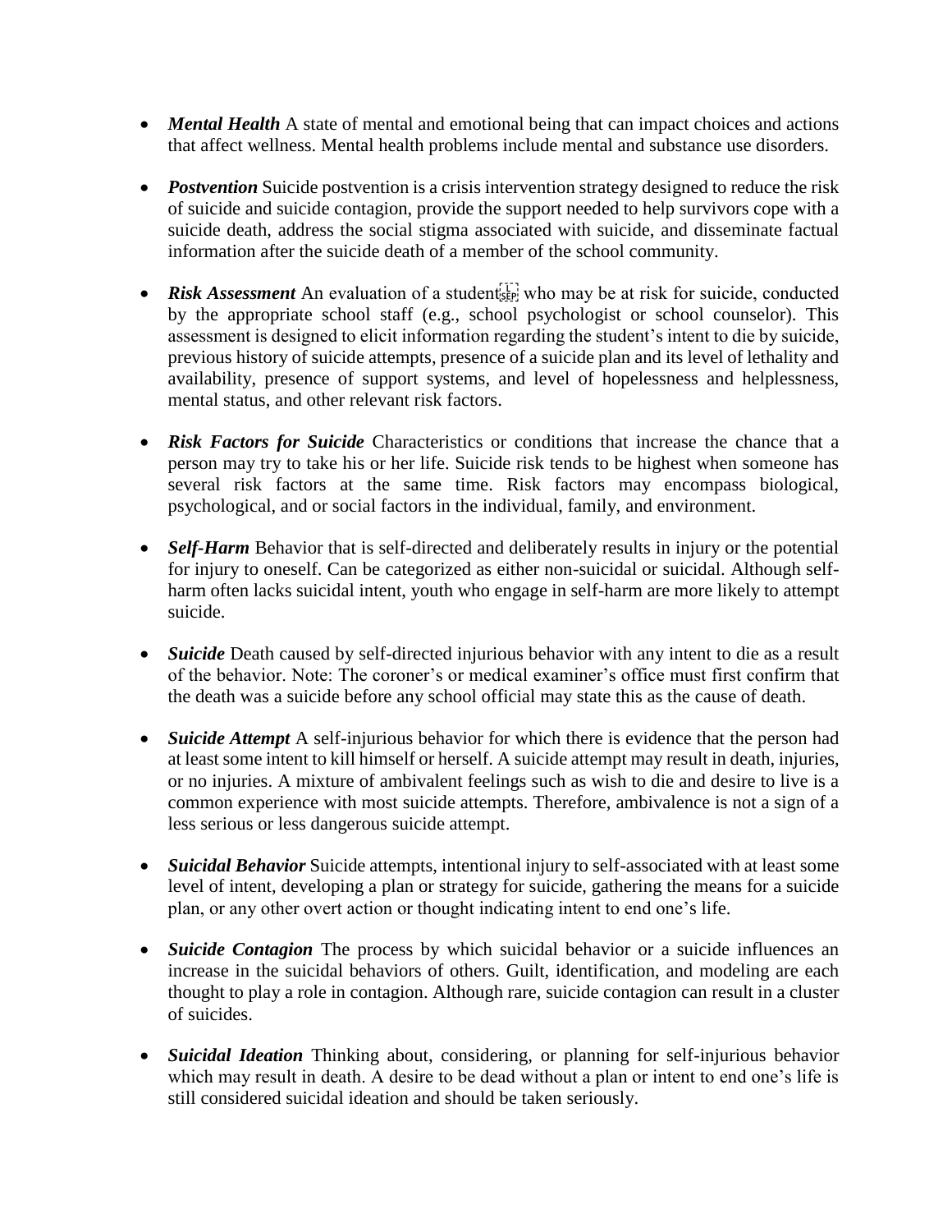- ***Mental Health*** A state of mental and emotional being that can impact choices and actions that affect wellness. Mental health problems include mental and substance use disorders.

- ***Postvention*** Suicide postvention is a crisis intervention strategy designed to reduce the risk of suicide and suicide contagion, provide the support needed to help survivors cope with a suicide death, address the social stigma associated with suicide, and disseminate factual information after the suicide death of a member of the school community.

- ***Risk Assessment*** An evaluation of a student who may be at risk for suicide, conducted by the appropriate school staff (e.g., school psychologist or school counselor). This assessment is designed to elicit information regarding the student's intent to die by suicide, previous history of suicide attempts, presence of a suicide plan and its level of lethality and availability, presence of support systems, and level of hopelessness and helplessness, mental status, and other relevant risk factors.

- ***Risk Factors for Suicide*** Characteristics or conditions that increase the chance that a person may try to take his or her life. Suicide risk tends to be highest when someone has several risk factors at the same time. Risk factors may encompass biological, psychological, and or social factors in the individual, family, and environment.

- ***Self-Harm*** Behavior that is self-directed and deliberately results in injury or the potential for injury to oneself. Can be categorized as either non-suicidal or suicidal. Although self-harm often lacks suicidal intent, youth who engage in self-harm are more likely to attempt suicide.

- ***Suicide*** Death caused by self-directed injurious behavior with any intent to die as a result of the behavior. Note: The coroner's or medical examiner's office must first confirm that the death was a suicide before any school official may state this as the cause of death.

- ***Suicide Attempt*** A self-injurious behavior for which there is evidence that the person had at least some intent to kill himself or herself. A suicide attempt may result in death, injuries, or no injuries. A mixture of ambivalent feelings such as wish to die and desire to live is a common experience with most suicide attempts. Therefore, ambivalence is not a sign of a less serious or less dangerous suicide attempt.

- ***Suicidal Behavior*** Suicide attempts, intentional injury to self-associated with at least some level of intent, developing a plan or strategy for suicide, gathering the means for a suicide plan, or any other overt action or thought indicating intent to end one's life.

- ***Suicide Contagion*** The process by which suicidal behavior or a suicide influences an increase in the suicidal behaviors of others. Guilt, identification, and modeling are each thought to play a role in contagion. Although rare, suicide contagion can result in a cluster of suicides.

- ***Suicidal Ideation*** Thinking about, considering, or planning for self-injurious behavior which may result in death. A desire to be dead without a plan or intent to end one's life is still considered suicidal ideation and should be taken seriously.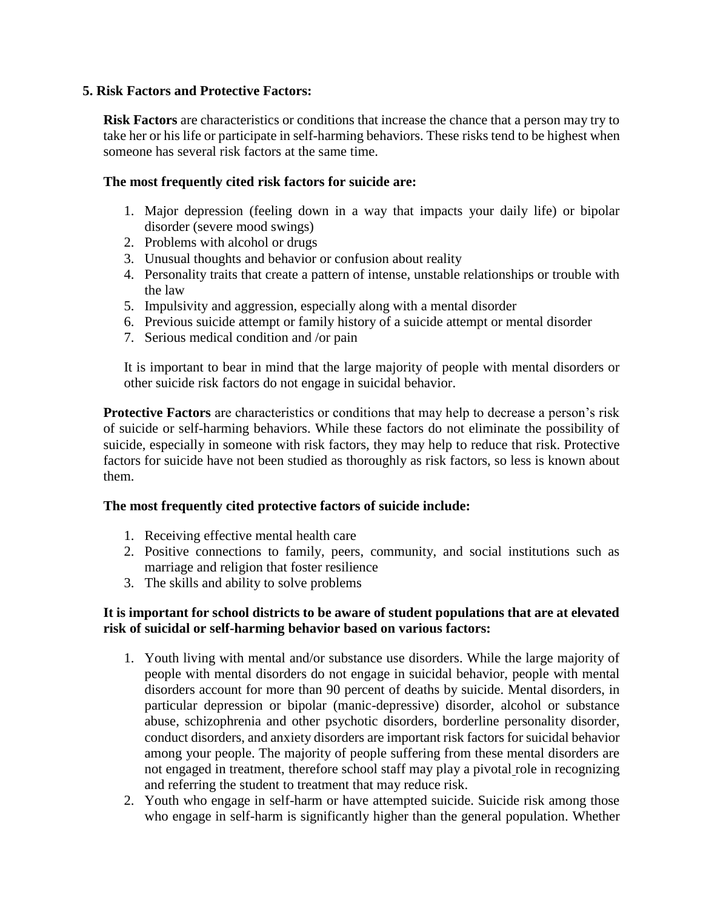**5. Risk Factors and Protective Factors:**

**Risk Factors** are characteristics or conditions that increase the chance that a person may try to take her or his life or participate in self-harming behaviors. These risks tend to be highest when someone has several risk factors at the same time.

**The most frequently cited risk factors for suicide are:**

1. Major depression (feeling down in a way that impacts your daily life) or bipolar disorder (severe mood swings)
2. Problems with alcohol or drugs
3. Unusual thoughts and behavior or confusion about reality
4. Personality traits that create a pattern of intense, unstable relationships or trouble with the law
5. Impulsivity and aggression, especially along with a mental disorder
6. Previous suicide attempt or family history of a suicide attempt or mental disorder
7. Serious medical condition and /or pain

It is important to bear in mind that the large majority of people with mental disorders or other suicide risk factors do not engage in suicidal behavior.

**Protective Factors** are characteristics or conditions that may help to decrease a person's risk of suicide or self-harming behaviors. While these factors do not eliminate the possibility of suicide, especially in someone with risk factors, they may help to reduce that risk. Protective factors for suicide have not been studied as thoroughly as risk factors, so less is known about them.

**The most frequently cited protective factors of suicide include:**

1. Receiving effective mental health care
2. Positive connections to family, peers, community, and social institutions such as marriage and religion that foster resilience
3. The skills and ability to solve problems

**It is important for school districts to be aware of student populations that are at elevated risk of suicidal or self-harming behavior based on various factors:**

1. Youth living with mental and/or substance use disorders. While the large majority of people with mental disorders do not engage in suicidal behavior, people with mental disorders account for more than 90 percent of deaths by suicide. Mental disorders, in particular depression or bipolar (manic-depressive) disorder, alcohol or substance abuse, schizophrenia and other psychotic disorders, borderline personality disorder, conduct disorders, and anxiety disorders are important risk factors for suicidal behavior among your people. The majority of people suffering from these mental disorders are not engaged in treatment, therefore school staff may play a pivotal role in recognizing and referring the student to treatment that may reduce risk.
2. Youth who engage in self-harm or have attempted suicide. Suicide risk among those who engage in self-harm is significantly higher than the general population. Whether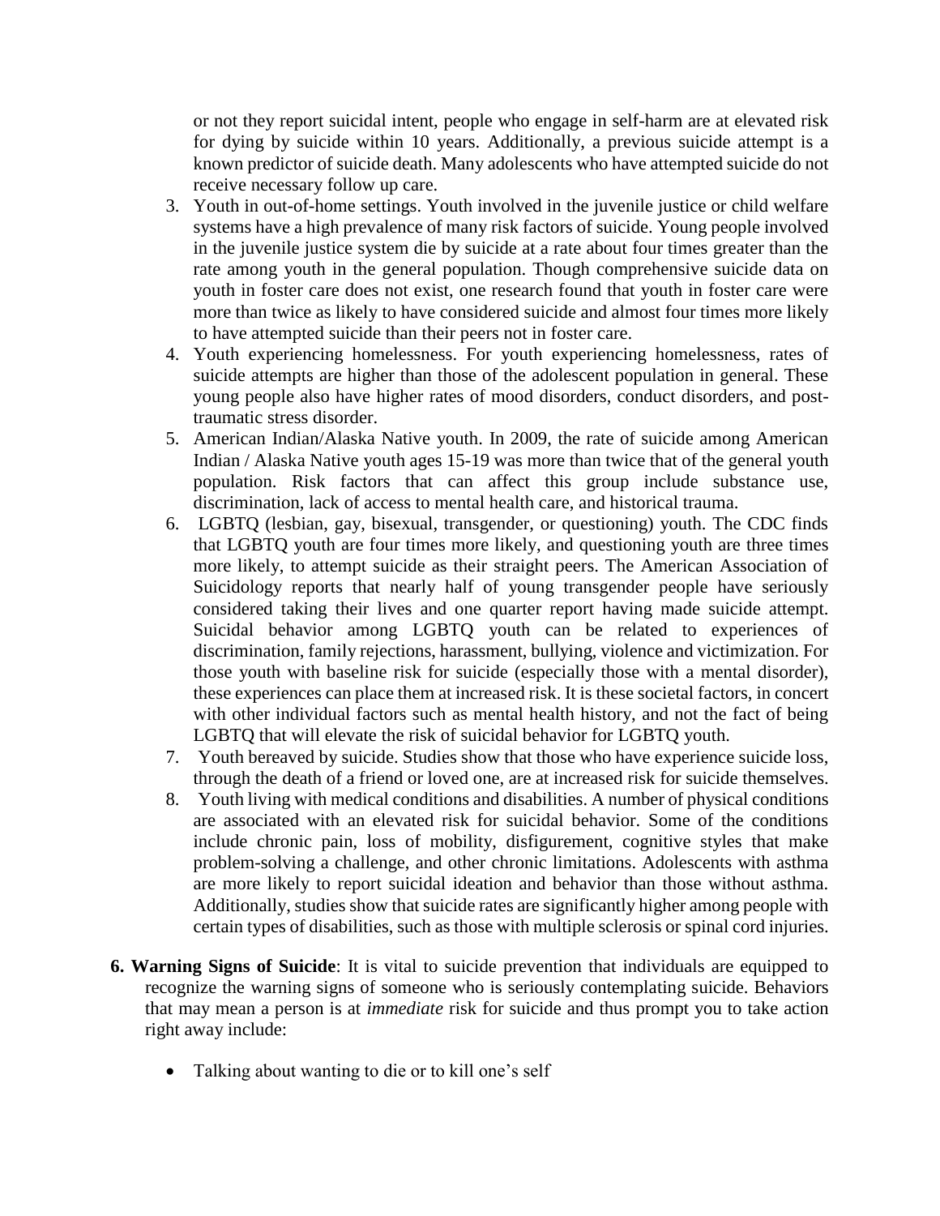or not they report suicidal intent, people who engage in self-harm are at elevated risk for dying by suicide within 10 years. Additionally, a previous suicide attempt is a known predictor of suicide death. Many adolescents who have attempted suicide do not receive necessary follow up care.

3. Youth in out-of-home settings. Youth involved in the juvenile justice or child welfare systems have a high prevalence of many risk factors of suicide. Young people involved in the juvenile justice system die by suicide at a rate about four times greater than the rate among youth in the general population. Though comprehensive suicide data on youth in foster care does not exist, one research found that youth in foster care were more than twice as likely to have considered suicide and almost four times more likely to have attempted suicide than their peers not in foster care.
4. Youth experiencing homelessness. For youth experiencing homelessness, rates of suicide attempts are higher than those of the adolescent population in general. These young people also have higher rates of mood disorders, conduct disorders, and post-traumatic stress disorder.
5. American Indian/Alaska Native youth. In 2009, the rate of suicide among American Indian / Alaska Native youth ages 15-19 was more than twice that of the general youth population. Risk factors that can affect this group include substance use, discrimination, lack of access to mental health care, and historical trauma.
6. LGBTQ (lesbian, gay, bisexual, transgender, or questioning) youth. The CDC finds that LGBTQ youth are four times more likely, and questioning youth are three times more likely, to attempt suicide as their straight peers. The American Association of Suicidology reports that nearly half of young transgender people have seriously considered taking their lives and one quarter report having made suicide attempt. Suicidal behavior among LGBTQ youth can be related to experiences of discrimination, family rejections, harassment, bullying, violence and victimization. For those youth with baseline risk for suicide (especially those with a mental disorder), these experiences can place them at increased risk. It is these societal factors, in concert with other individual factors such as mental health history, and not the fact of being LGBTQ that will elevate the risk of suicidal behavior for LGBTQ youth.
7. Youth bereaved by suicide. Studies show that those who have experience suicide loss, through the death of a friend or loved one, are at increased risk for suicide themselves.
8. Youth living with medical conditions and disabilities. A number of physical conditions are associated with an elevated risk for suicidal behavior. Some of the conditions include chronic pain, loss of mobility, disfigurement, cognitive styles that make problem-solving a challenge, and other chronic limitations. Adolescents with asthma are more likely to report suicidal ideation and behavior than those without asthma. Additionally, studies show that suicide rates are significantly higher among people with certain types of disabilities, such as those with multiple sclerosis or spinal cord injuries.

**6. Warning Signs of Suicide**: It is vital to suicide prevention that individuals are equipped to recognize the warning signs of someone who is seriously contemplating suicide. Behaviors that may mean a person is at *immediate* risk for suicide and thus prompt you to take action right away include:

- Talking about wanting to die or to kill one's self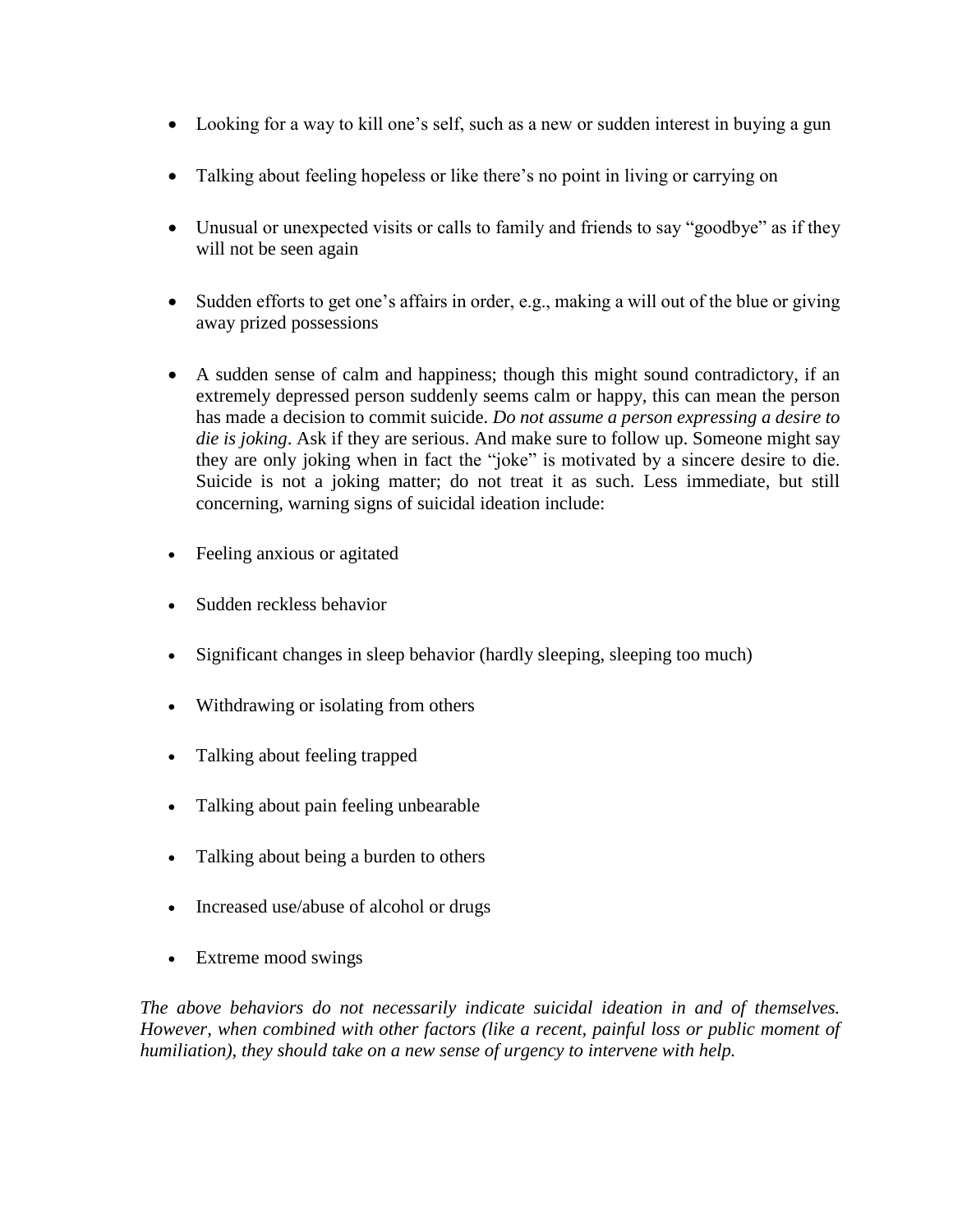- Looking for a way to kill one's self, such as a new or sudden interest in buying a gun
- Talking about feeling hopeless or like there's no point in living or carrying on
- Unusual or unexpected visits or calls to family and friends to say "goodbye" as if they will not be seen again
- Sudden efforts to get one's affairs in order, e.g., making a will out of the blue or giving away prized possessions
- A sudden sense of calm and happiness; though this might sound contradictory, if an extremely depressed person suddenly seems calm or happy, this can mean the person has made a decision to commit suicide. *Do not assume a person expressing a desire to die is joking*. Ask if they are serious. And make sure to follow up. Someone might say they are only joking when in fact the "joke" is motivated by a sincere desire to die. Suicide is not a joking matter; do not treat it as such. Less immediate, but still concerning, warning signs of suicidal ideation include:
- Feeling anxious or agitated
- Sudden reckless behavior
- Significant changes in sleep behavior (hardly sleeping, sleeping too much)
- Withdrawing or isolating from others
- Talking about feeling trapped
- Talking about pain feeling unbearable
- Talking about being a burden to others
- Increased use/abuse of alcohol or drugs
- Extreme mood swings

*The above behaviors do not necessarily indicate suicidal ideation in and of themselves. However, when combined with other factors (like a recent, painful loss or public moment of humiliation), they should take on a new sense of urgency to intervene with help.*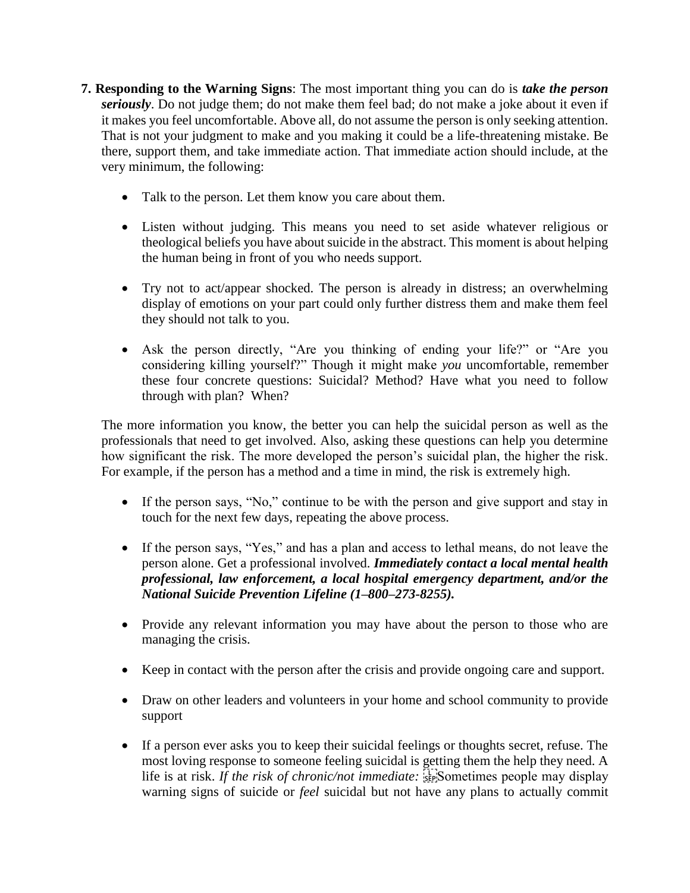**7. Responding to the Warning Signs**: The most important thing you can do is ***take the person seriously***. Do not judge them; do not make them feel bad; do not make a joke about it even if it makes you feel uncomfortable. Above all, do not assume the person is only seeking attention. That is not your judgment to make and you making it could be a life-threatening mistake. Be there, support them, and take immediate action. That immediate action should include, at the very minimum, the following:

- Talk to the person. Let them know you care about them.
- Listen without judging. This means you need to set aside whatever religious or theological beliefs you have about suicide in the abstract. This moment is about helping the human being in front of you who needs support.
- Try not to act/appear shocked. The person is already in distress; an overwhelming display of emotions on your part could only further distress them and make them feel they should not talk to you.
- Ask the person directly, "Are you thinking of ending your life?" or "Are you considering killing yourself?" Though it might make *you* uncomfortable, remember these four concrete questions: Suicidal? Method? Have what you need to follow through with plan? When?

The more information you know, the better you can help the suicidal person as well as the professionals that need to get involved. Also, asking these questions can help you determine how significant the risk. The more developed the person's suicidal plan, the higher the risk. For example, if the person has a method and a time in mind, the risk is extremely high.

- If the person says, "No," continue to be with the person and give support and stay in touch for the next few days, repeating the above process.
- If the person says, "Yes," and has a plan and access to lethal means, do not leave the person alone. Get a professional involved. ***Immediately contact a local mental health professional, law enforcement, a local hospital emergency department, and/or the National Suicide Prevention Lifeline (1–800–273-8255).***
- Provide any relevant information you may have about the person to those who are managing the crisis.
- Keep in contact with the person after the crisis and provide ongoing care and support.
- Draw on other leaders and volunteers in your home and school community to provide support
- If a person ever asks you to keep their suicidal feelings or thoughts secret, refuse. The most loving response to someone feeling suicidal is getting them the help they need. A life is at risk. *If the risk of chronic/not immediate:* Sometimes people may display warning signs of suicide or *feel* suicidal but not have any plans to actually commit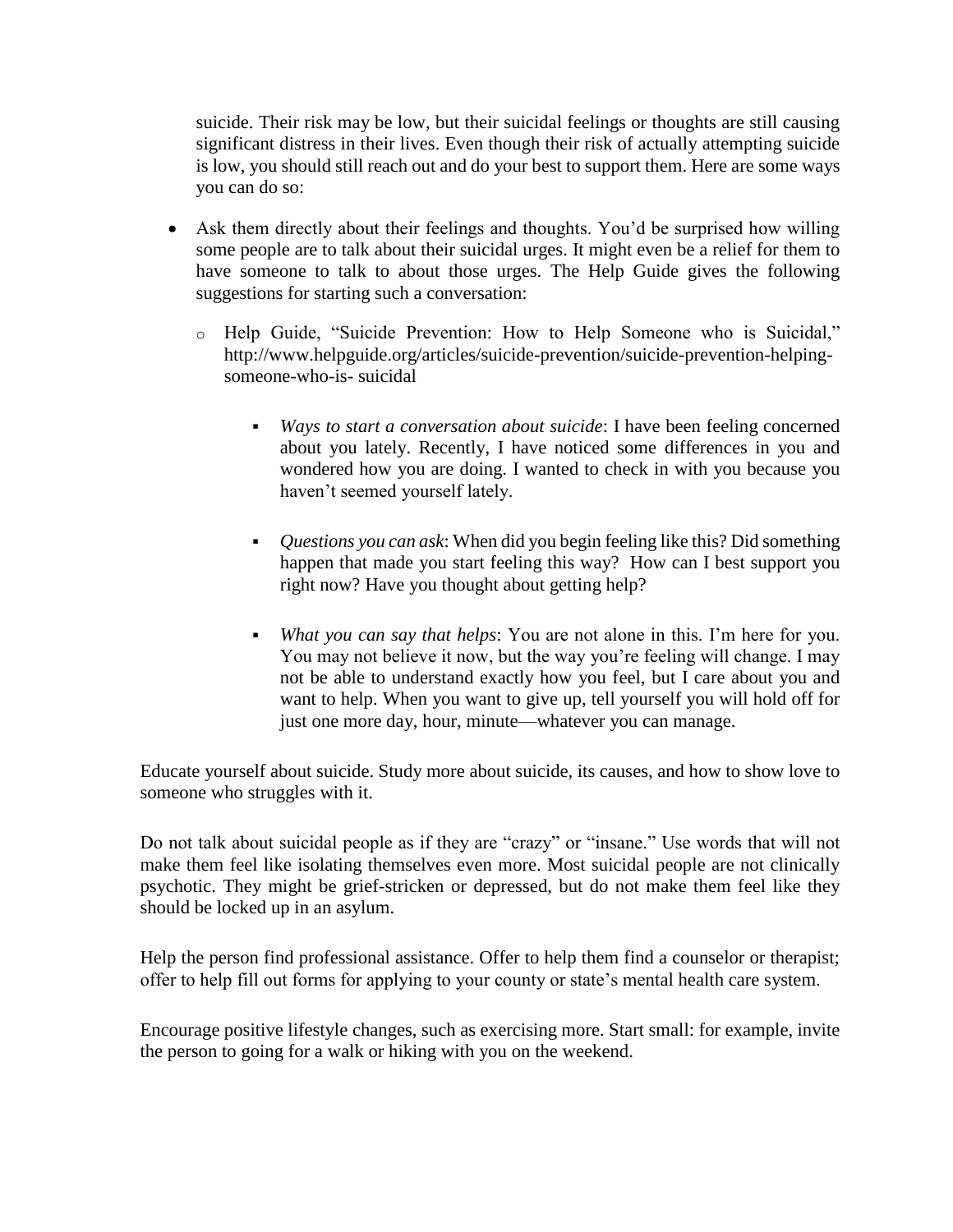suicide. Their risk may be low, but their suicidal feelings or thoughts are still causing significant distress in their lives. Even though their risk of actually attempting suicide is low, you should still reach out and do your best to support them. Here are some ways you can do so:

- Ask them directly about their feelings and thoughts. You'd be surprised how willing some people are to talk about their suicidal urges. It might even be a relief for them to have someone to talk to about those urges. The Help Guide gives the following suggestions for starting such a conversation:
    - Help Guide, "Suicide Prevention: How to Help Someone who is Suicidal," http://www.helpguide.org/articles/suicide-prevention/suicide-prevention-helping-someone-who-is- suicidal
        - *Ways to start a conversation about suicide*: I have been feeling concerned about you lately. Recently, I have noticed some differences in you and wondered how you are doing. I wanted to check in with you because you haven't seemed yourself lately.
        - *Questions you can ask*: When did you begin feeling like this? Did something happen that made you start feeling this way? How can I best support you right now? Have you thought about getting help?
        - *What you can say that helps*: You are not alone in this. I'm here for you. You may not believe it now, but the way you're feeling will change. I may not be able to understand exactly how you feel, but I care about you and want to help. When you want to give up, tell yourself you will hold off for just one more day, hour, minute—whatever you can manage.

Educate yourself about suicide. Study more about suicide, its causes, and how to show love to someone who struggles with it.

Do not talk about suicidal people as if they are "crazy" or "insane." Use words that will not make them feel like isolating themselves even more. Most suicidal people are not clinically psychotic. They might be grief-stricken or depressed, but do not make them feel like they should be locked up in an asylum.

Help the person find professional assistance. Offer to help them find a counselor or therapist; offer to help fill out forms for applying to your county or state's mental health care system.

Encourage positive lifestyle changes, such as exercising more. Start small: for example, invite the person to going for a walk or hiking with you on the weekend.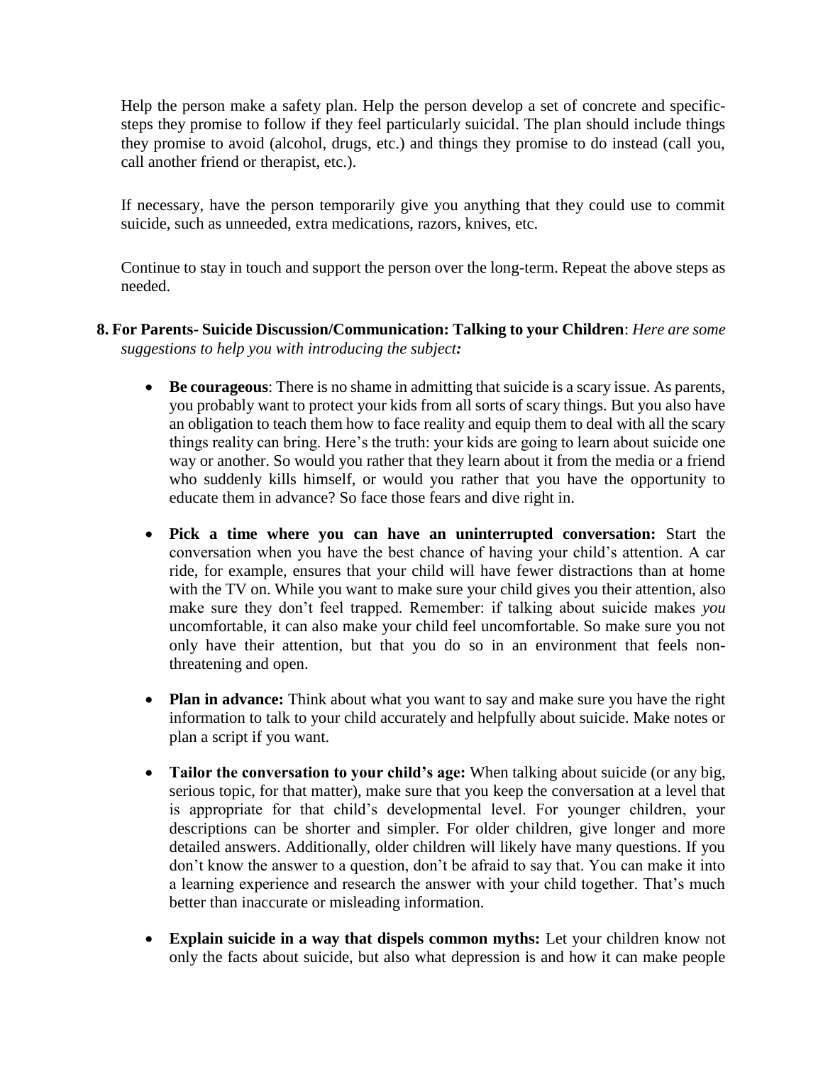Help the person make a safety plan. Help the person develop a set of concrete and specific-steps they promise to follow if they feel particularly suicidal. The plan should include things they promise to avoid (alcohol, drugs, etc.) and things they promise to do instead (call you, call another friend or therapist, etc.).

If necessary, have the person temporarily give you anything that they could use to commit suicide, such as unneeded, extra medications, razors, knives, etc.

Continue to stay in touch and support the person over the long-term. Repeat the above steps as needed.

**8. For Parents- Suicide Discussion/Communication: Talking to your Children**: *Here are some suggestions to help you with introducing the subject:*

- **Be courageous**: There is no shame in admitting that suicide is a scary issue. As parents, you probably want to protect your kids from all sorts of scary things. But you also have an obligation to teach them how to face reality and equip them to deal with all the scary things reality can bring. Here's the truth: your kids are going to learn about suicide one way or another. So would you rather that they learn about it from the media or a friend who suddenly kills himself, or would you rather that you have the opportunity to educate them in advance? So face those fears and dive right in.

- **Pick a time where you can have an uninterrupted conversation:** Start the conversation when you have the best chance of having your child's attention. A car ride, for example, ensures that your child will have fewer distractions than at home with the TV on. While you want to make sure your child gives you their attention, also make sure they don't feel trapped. Remember: if talking about suicide makes *you* uncomfortable, it can also make your child feel uncomfortable. So make sure you not only have their attention, but that you do so in an environment that feels non-threatening and open.

- **Plan in advance:** Think about what you want to say and make sure you have the right information to talk to your child accurately and helpfully about suicide. Make notes or plan a script if you want.

- **Tailor the conversation to your child's age:** When talking about suicide (or any big, serious topic, for that matter), make sure that you keep the conversation at a level that is appropriate for that child's developmental level. For younger children, your descriptions can be shorter and simpler. For older children, give longer and more detailed answers. Additionally, older children will likely have many questions. If you don't know the answer to a question, don't be afraid to say that. You can make it into a learning experience and research the answer with your child together. That's much better than inaccurate or misleading information.

- **Explain suicide in a way that dispels common myths:** Let your children know not only the facts about suicide, but also what depression is and how it can make people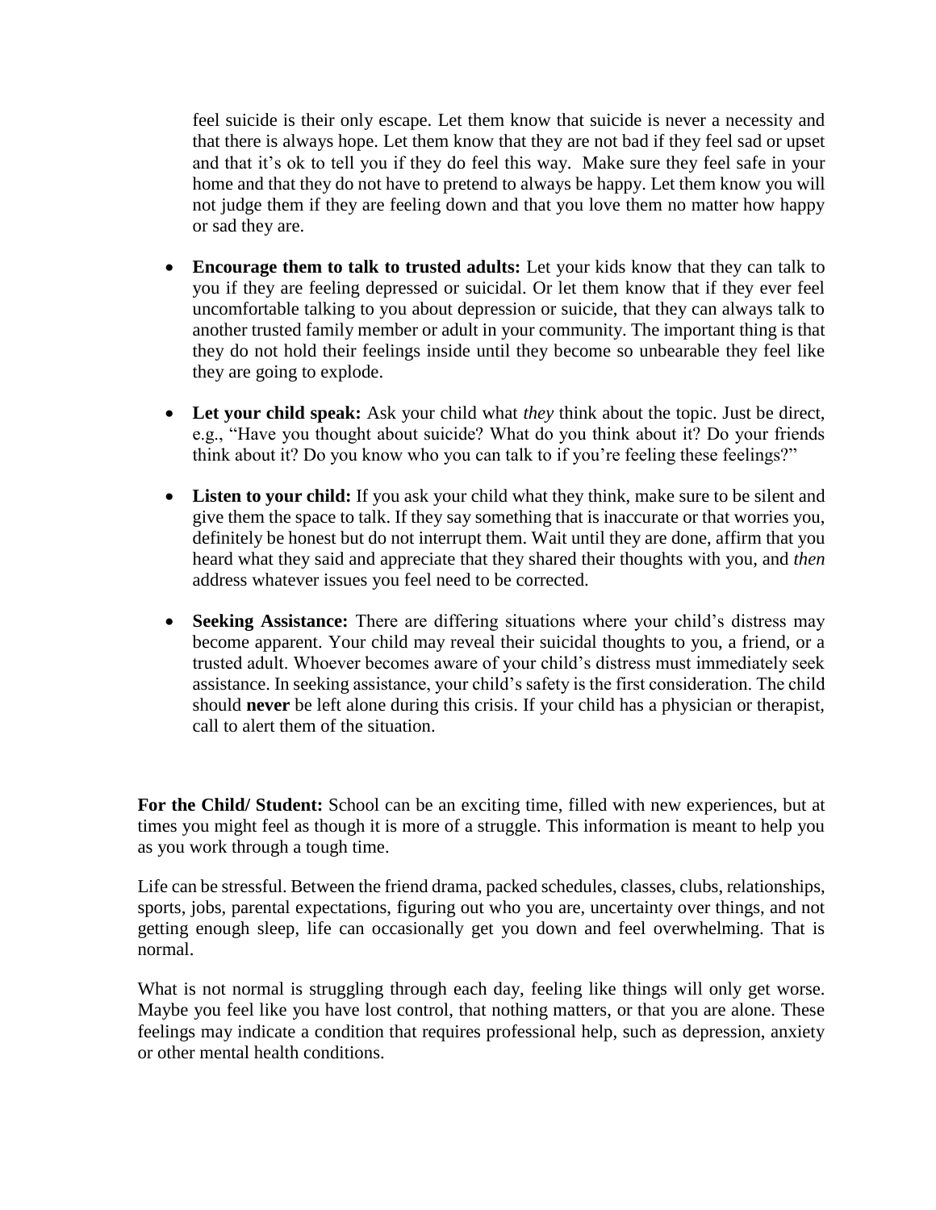feel suicide is their only escape. Let them know that suicide is never a necessity and that there is always hope. Let them know that they are not bad if they feel sad or upset and that it's ok to tell you if they do feel this way. Make sure they feel safe in your home and that they do not have to pretend to always be happy. Let them know you will not judge them if they are feeling down and that you love them no matter how happy or sad they are.

- **Encourage them to talk to trusted adults:** Let your kids know that they can talk to you if they are feeling depressed or suicidal. Or let them know that if they ever feel uncomfortable talking to you about depression or suicide, that they can always talk to another trusted family member or adult in your community. The important thing is that they do not hold their feelings inside until they become so unbearable they feel like they are going to explode.

- **Let your child speak:** Ask your child what *they* think about the topic. Just be direct, e.g., "Have you thought about suicide? What do you think about it? Do your friends think about it? Do you know who you can talk to if you're feeling these feelings?"

- **Listen to your child:** If you ask your child what they think, make sure to be silent and give them the space to talk. If they say something that is inaccurate or that worries you, definitely be honest but do not interrupt them. Wait until they are done, affirm that you heard what they said and appreciate that they shared their thoughts with you, and *then* address whatever issues you feel need to be corrected.

- **Seeking Assistance:** There are differing situations where your child's distress may become apparent. Your child may reveal their suicidal thoughts to you, a friend, or a trusted adult. Whoever becomes aware of your child's distress must immediately seek assistance. In seeking assistance, your child's safety is the first consideration. The child should **never** be left alone during this crisis. If your child has a physician or therapist, call to alert them of the situation.

**For the Child/ Student:** School can be an exciting time, filled with new experiences, but at times you might feel as though it is more of a struggle. This information is meant to help you as you work through a tough time.

Life can be stressful. Between the friend drama, packed schedules, classes, clubs, relationships, sports, jobs, parental expectations, figuring out who you are, uncertainty over things, and not getting enough sleep, life can occasionally get you down and feel overwhelming. That is normal.

What is not normal is struggling through each day, feeling like things will only get worse. Maybe you feel like you have lost control, that nothing matters, or that you are alone. These feelings may indicate a condition that requires professional help, such as depression, anxiety or other mental health conditions.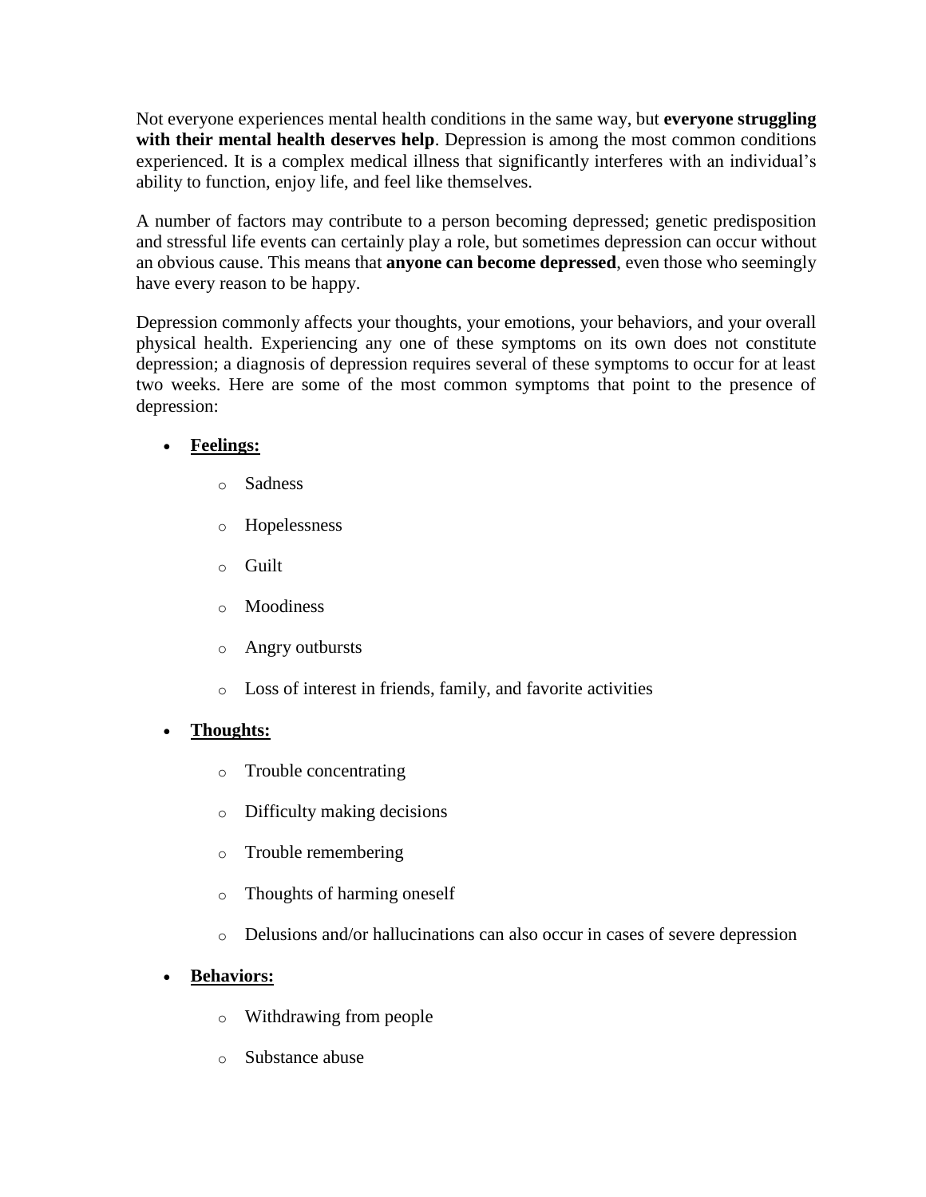Not everyone experiences mental health conditions in the same way, but **everyone struggling with their mental health deserves help**. Depression is among the most common conditions experienced. It is a complex medical illness that significantly interferes with an individual's ability to function, enjoy life, and feel like themselves.

A number of factors may contribute to a person becoming depressed; genetic predisposition and stressful life events can certainly play a role, but sometimes depression can occur without an obvious cause. This means that **anyone can become depressed**, even those who seemingly have every reason to be happy.

Depression commonly affects your thoughts, your emotions, your behaviors, and your overall physical health. Experiencing any one of these symptoms on its own does not constitute depression; a diagnosis of depression requires several of these symptoms to occur for at least two weeks. Here are some of the most common symptoms that point to the presence of depression:

- **Feelings:**
  - Sadness
  - Hopelessness
  - Guilt
  - Moodiness
  - Angry outbursts
  - Loss of interest in friends, family, and favorite activities
- **Thoughts:**
  - Trouble concentrating
  - Difficulty making decisions
  - Trouble remembering
  - Thoughts of harming oneself
  - Delusions and/or hallucinations can also occur in cases of severe depression
- **Behaviors:**
  - Withdrawing from people
  - Substance abuse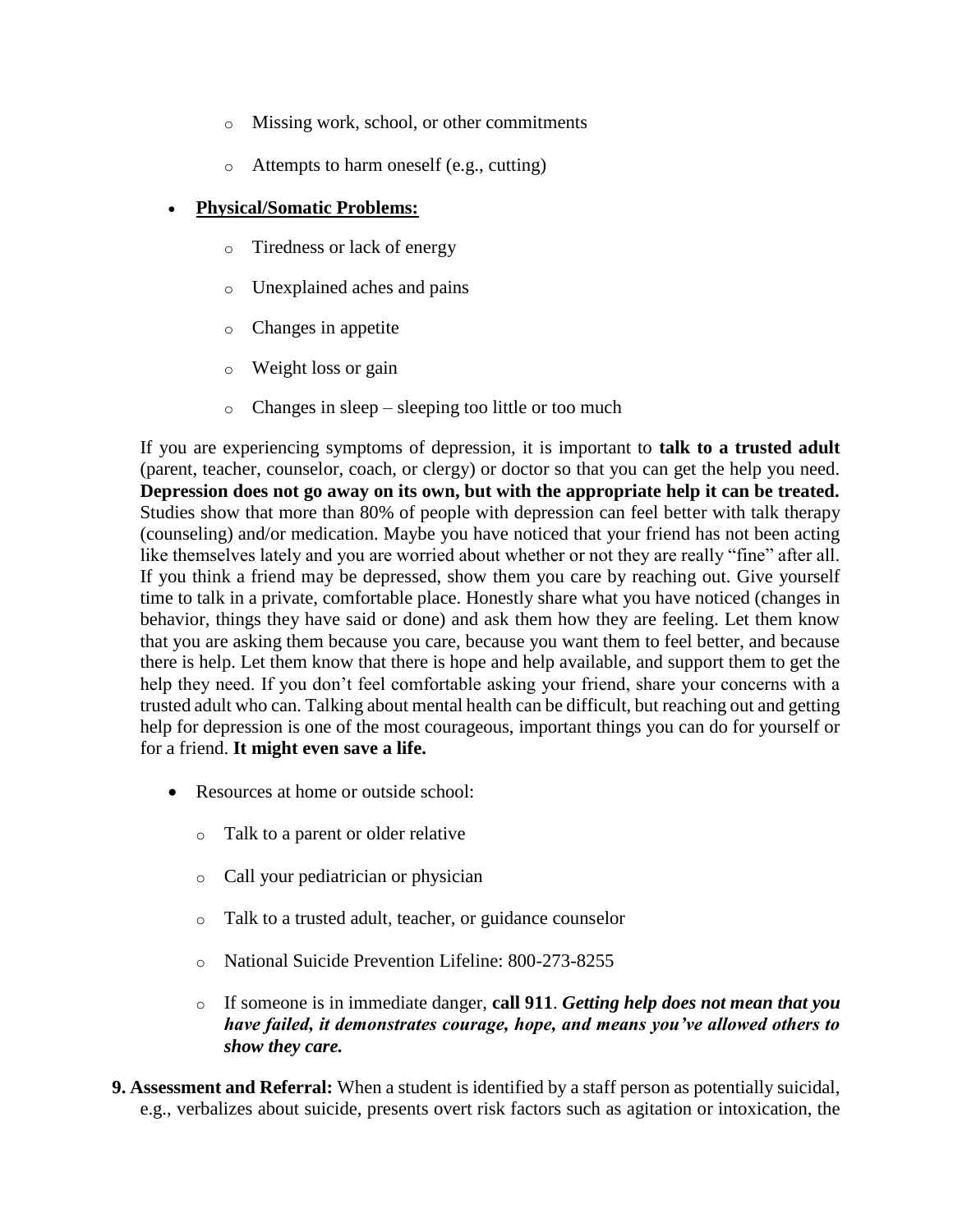- Missing work, school, or other commitments
- Attempts to harm oneself (e.g., cutting)

- **Physical/Somatic Problems:**
  - Tiredness or lack of energy
  - Unexplained aches and pains
  - Changes in appetite
  - Weight loss or gain
  - Changes in sleep – sleeping too little or too much

If you are experiencing symptoms of depression, it is important to **talk to a trusted adult** (parent, teacher, counselor, coach, or clergy) or doctor so that you can get the help you need. **Depression does not go away on its own, but with the appropriate help it can be treated.** Studies show that more than 80% of people with depression can feel better with talk therapy (counseling) and/or medication. Maybe you have noticed that your friend has not been acting like themselves lately and you are worried about whether or not they are really "fine" after all. If you think a friend may be depressed, show them you care by reaching out. Give yourself time to talk in a private, comfortable place. Honestly share what you have noticed (changes in behavior, things they have said or done) and ask them how they are feeling. Let them know that you are asking them because you care, because you want them to feel better, and because there is help. Let them know that there is hope and help available, and support them to get the help they need. If you don't feel comfortable asking your friend, share your concerns with a trusted adult who can. Talking about mental health can be difficult, but reaching out and getting help for depression is one of the most courageous, important things you can do for yourself or for a friend. **It might even save a life.**

- Resources at home or outside school:
  - Talk to a parent or older relative
  - Call your pediatrician or physician
  - Talk to a trusted adult, teacher, or guidance counselor
  - National Suicide Prevention Lifeline: 800-273-8255
  - If someone is in immediate danger, **call 911**. ***Getting help does not mean that you have failed, it demonstrates courage, hope, and means you've allowed others to show they care.***

**9. Assessment and Referral:** When a student is identified by a staff person as potentially suicidal, e.g., verbalizes about suicide, presents overt risk factors such as agitation or intoxication, the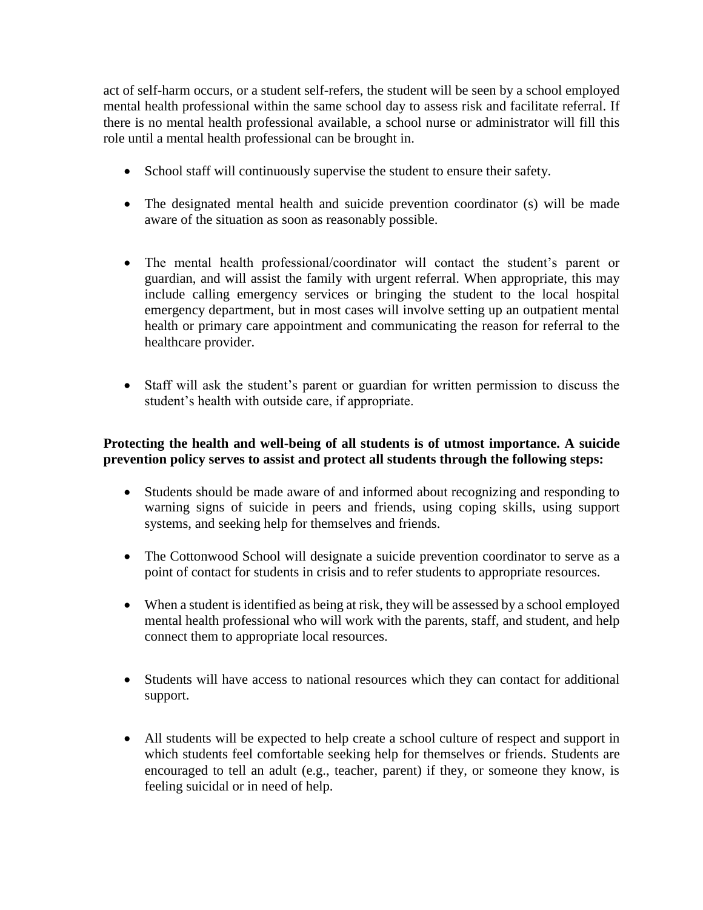act of self-harm occurs, or a student self-refers, the student will be seen by a school employed mental health professional within the same school day to assess risk and facilitate referral. If there is no mental health professional available, a school nurse or administrator will fill this role until a mental health professional can be brought in.

- School staff will continuously supervise the student to ensure their safety.

- The designated mental health and suicide prevention coordinator (s) will be made aware of the situation as soon as reasonably possible.

- The mental health professional/coordinator will contact the student's parent or guardian, and will assist the family with urgent referral. When appropriate, this may include calling emergency services or bringing the student to the local hospital emergency department, but in most cases will involve setting up an outpatient mental health or primary care appointment and communicating the reason for referral to the healthcare provider.

- Staff will ask the student's parent or guardian for written permission to discuss the student's health with outside care, if appropriate.

**Protecting the health and well-being of all students is of utmost importance. A suicide prevention policy serves to assist and protect all students through the following steps:**

- Students should be made aware of and informed about recognizing and responding to warning signs of suicide in peers and friends, using coping skills, using support systems, and seeking help for themselves and friends.

- The Cottonwood School will designate a suicide prevention coordinator to serve as a point of contact for students in crisis and to refer students to appropriate resources.

- When a student is identified as being at risk, they will be assessed by a school employed mental health professional who will work with the parents, staff, and student, and help connect them to appropriate local resources.

- Students will have access to national resources which they can contact for additional support.

- All students will be expected to help create a school culture of respect and support in which students feel comfortable seeking help for themselves or friends. Students are encouraged to tell an adult (e.g., teacher, parent) if they, or someone they know, is feeling suicidal or in need of help.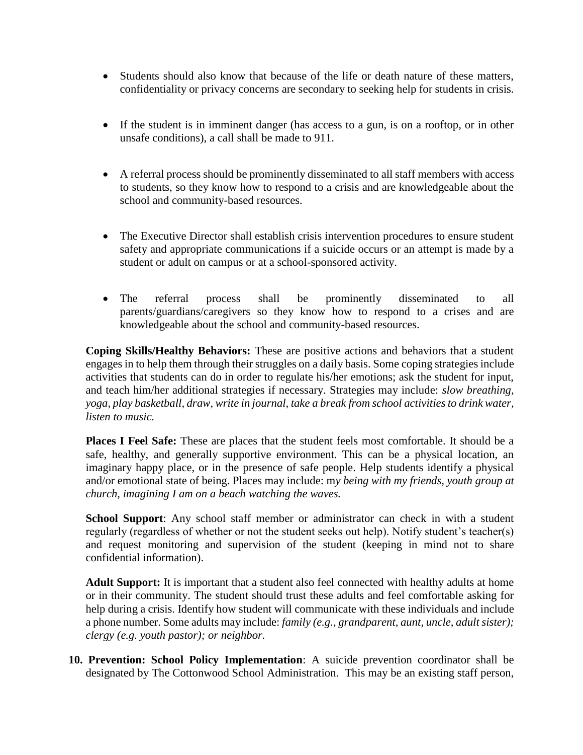- Students should also know that because of the life or death nature of these matters, confidentiality or privacy concerns are secondary to seeking help for students in crisis.

- If the student is in imminent danger (has access to a gun, is on a rooftop, or in other unsafe conditions), a call shall be made to 911.

- A referral process should be prominently disseminated to all staff members with access to students, so they know how to respond to a crisis and are knowledgeable about the school and community-based resources.

- The Executive Director shall establish crisis intervention procedures to ensure student safety and appropriate communications if a suicide occurs or an attempt is made by a student or adult on campus or at a school-sponsored activity.

- The referral process shall be prominently disseminated to all parents/guardians/caregivers so they know how to respond to a crises and are knowledgeable about the school and community-based resources.

**Coping Skills/Healthy Behaviors:** These are positive actions and behaviors that a student engages in to help them through their struggles on a daily basis. Some coping strategies include activities that students can do in order to regulate his/her emotions; ask the student for input, and teach him/her additional strategies if necessary. Strategies may include: *slow breathing, yoga, play basketball, draw, write in journal, take a break from school activities to drink water, listen to music.*

**Places I Feel Safe:** These are places that the student feels most comfortable. It should be a safe, healthy, and generally supportive environment. This can be a physical location, an imaginary happy place, or in the presence of safe people. Help students identify a physical and/or emotional state of being. Places may include: m*y being with my friends, youth group at church, imagining I am on a beach watching the waves.*

**School Support**: Any school staff member or administrator can check in with a student regularly (regardless of whether or not the student seeks out help). Notify student's teacher(s) and request monitoring and supervision of the student (keeping in mind not to share confidential information).

**Adult Support:** It is important that a student also feel connected with healthy adults at home or in their community. The student should trust these adults and feel comfortable asking for help during a crisis. Identify how student will communicate with these individuals and include a phone number. Some adults may include: *family (e.g., grandparent, aunt, uncle, adult sister); clergy (e.g. youth pastor); or neighbor.*

10. **Prevention: School Policy Implementation**: A suicide prevention coordinator shall be designated by The Cottonwood School Administration. This may be an existing staff person,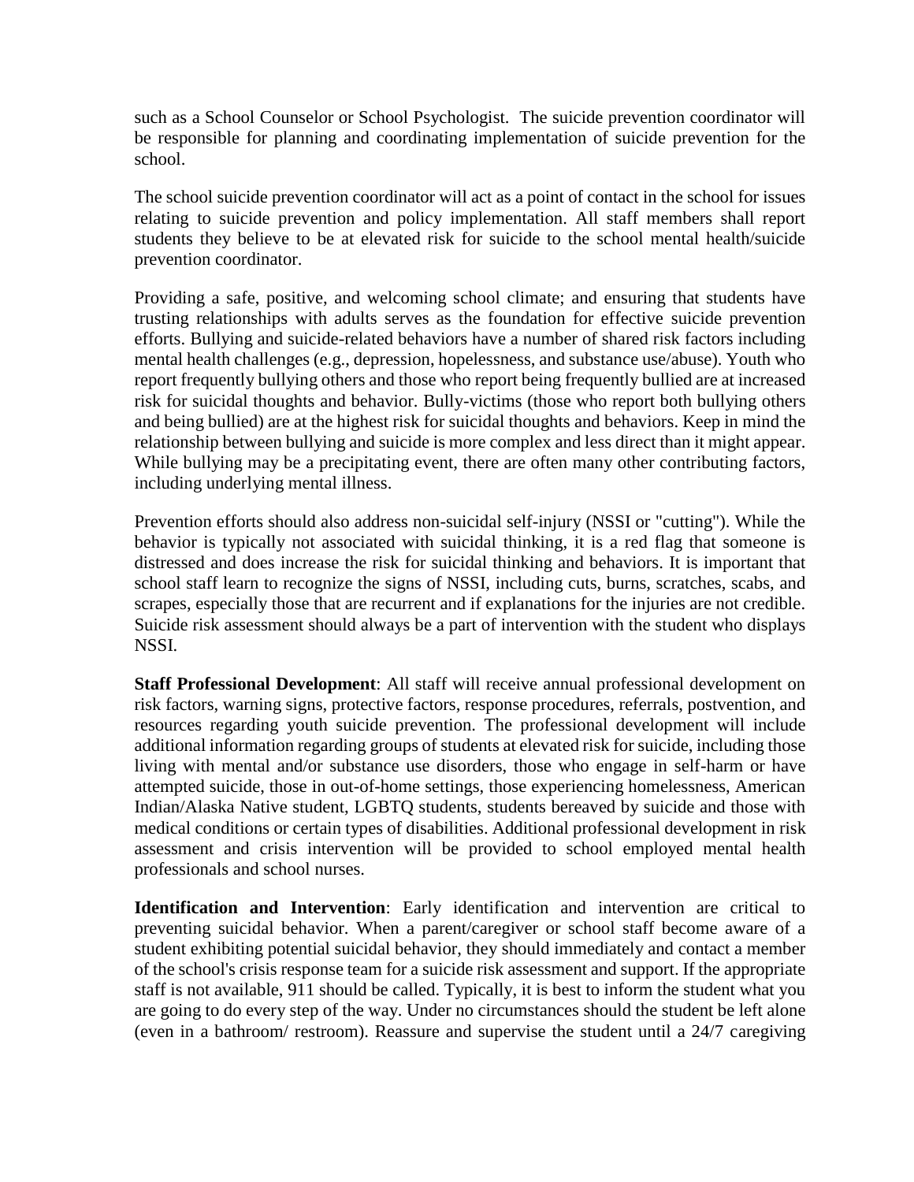such as a School Counselor or School Psychologist. The suicide prevention coordinator will be responsible for planning and coordinating implementation of suicide prevention for the school.

The school suicide prevention coordinator will act as a point of contact in the school for issues relating to suicide prevention and policy implementation. All staff members shall report students they believe to be at elevated risk for suicide to the school mental health/suicide prevention coordinator.

Providing a safe, positive, and welcoming school climate; and ensuring that students have trusting relationships with adults serves as the foundation for effective suicide prevention efforts. Bullying and suicide-related behaviors have a number of shared risk factors including mental health challenges (e.g., depression, hopelessness, and substance use/abuse). Youth who report frequently bullying others and those who report being frequently bullied are at increased risk for suicidal thoughts and behavior. Bully-victims (those who report both bullying others and being bullied) are at the highest risk for suicidal thoughts and behaviors. Keep in mind the relationship between bullying and suicide is more complex and less direct than it might appear. While bullying may be a precipitating event, there are often many other contributing factors, including underlying mental illness.

Prevention efforts should also address non-suicidal self-injury (NSSI or "cutting"). While the behavior is typically not associated with suicidal thinking, it is a red flag that someone is distressed and does increase the risk for suicidal thinking and behaviors. It is important that school staff learn to recognize the signs of NSSI, including cuts, burns, scratches, scabs, and scrapes, especially those that are recurrent and if explanations for the injuries are not credible. Suicide risk assessment should always be a part of intervention with the student who displays NSSI.

**Staff Professional Development**: All staff will receive annual professional development on risk factors, warning signs, protective factors, response procedures, referrals, postvention, and resources regarding youth suicide prevention. The professional development will include additional information regarding groups of students at elevated risk for suicide, including those living with mental and/or substance use disorders, those who engage in self-harm or have attempted suicide, those in out-of-home settings, those experiencing homelessness, American Indian/Alaska Native student, LGBTQ students, students bereaved by suicide and those with medical conditions or certain types of disabilities. Additional professional development in risk assessment and crisis intervention will be provided to school employed mental health professionals and school nurses.

**Identification and Intervention**: Early identification and intervention are critical to preventing suicidal behavior. When a parent/caregiver or school staff become aware of a student exhibiting potential suicidal behavior, they should immediately and contact a member of the school's crisis response team for a suicide risk assessment and support. If the appropriate staff is not available, 911 should be called. Typically, it is best to inform the student what you are going to do every step of the way. Under no circumstances should the student be left alone (even in a bathroom/ restroom). Reassure and supervise the student until a 24/7 caregiving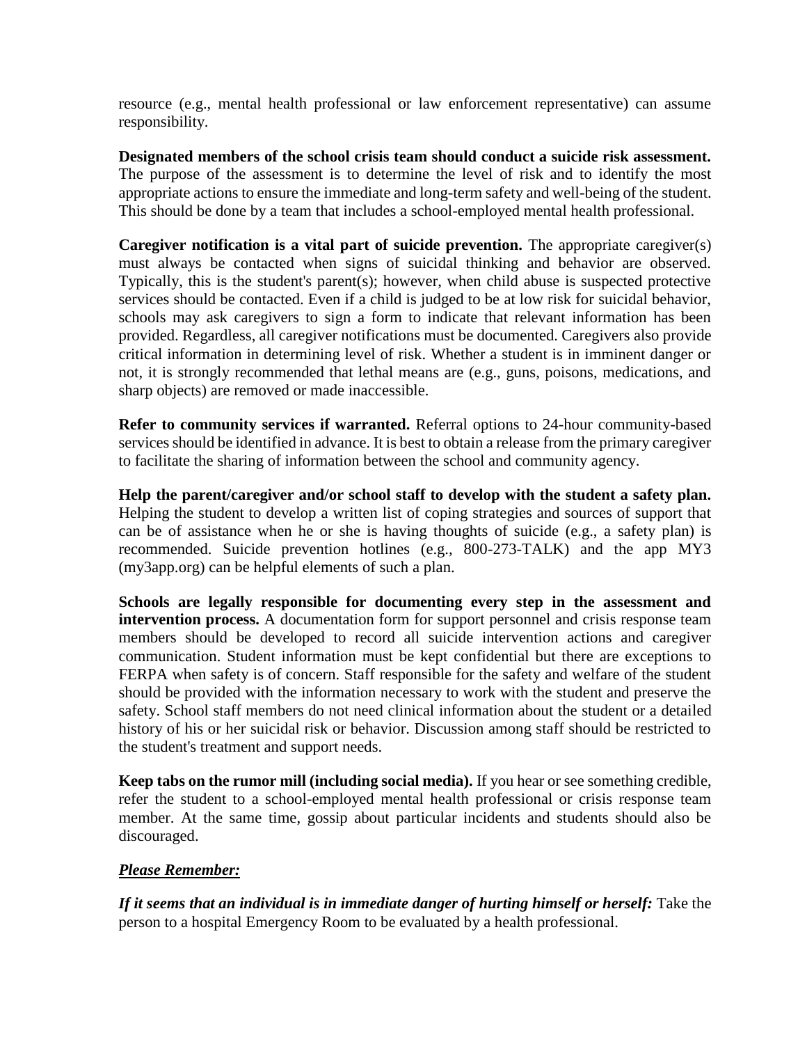resource (e.g., mental health professional or law enforcement representative) can assume responsibility.

**Designated members of the school crisis team should conduct a suicide risk assessment.** The purpose of the assessment is to determine the level of risk and to identify the most appropriate actions to ensure the immediate and long-term safety and well-being of the student. This should be done by a team that includes a school-employed mental health professional.

**Caregiver notification is a vital part of suicide prevention.** The appropriate caregiver(s) must always be contacted when signs of suicidal thinking and behavior are observed. Typically, this is the student's parent(s); however, when child abuse is suspected protective services should be contacted. Even if a child is judged to be at low risk for suicidal behavior, schools may ask caregivers to sign a form to indicate that relevant information has been provided. Regardless, all caregiver notifications must be documented. Caregivers also provide critical information in determining level of risk. Whether a student is in imminent danger or not, it is strongly recommended that lethal means are (e.g., guns, poisons, medications, and sharp objects) are removed or made inaccessible.

**Refer to community services if warranted.** Referral options to 24-hour community-based services should be identified in advance. It is best to obtain a release from the primary caregiver to facilitate the sharing of information between the school and community agency.

**Help the parent/caregiver and/or school staff to develop with the student a safety plan.** Helping the student to develop a written list of coping strategies and sources of support that can be of assistance when he or she is having thoughts of suicide (e.g., a safety plan) is recommended. Suicide prevention hotlines (e.g., 800-273-TALK) and the app MY3 (my3app.org) can be helpful elements of such a plan.

**Schools are legally responsible for documenting every step in the assessment and intervention process.** A documentation form for support personnel and crisis response team members should be developed to record all suicide intervention actions and caregiver communication. Student information must be kept confidential but there are exceptions to FERPA when safety is of concern. Staff responsible for the safety and welfare of the student should be provided with the information necessary to work with the student and preserve the safety. School staff members do not need clinical information about the student or a detailed history of his or her suicidal risk or behavior. Discussion among staff should be restricted to the student's treatment and support needs.

**Keep tabs on the rumor mill (including social media).** If you hear or see something credible, refer the student to a school-employed mental health professional or crisis response team member. At the same time, gossip about particular incidents and students should also be discouraged.

***Please Remember:***

***If it seems that an individual is in immediate danger of hurting himself or herself:*** Take the person to a hospital Emergency Room to be evaluated by a health professional.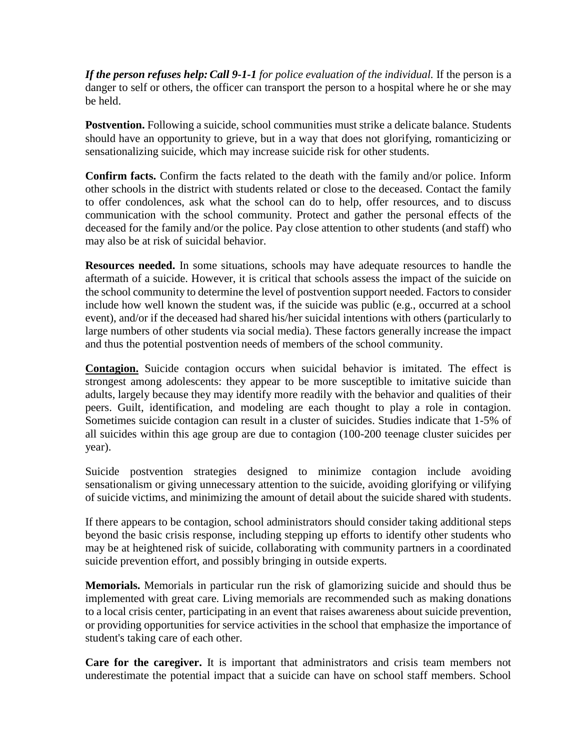***If the person refuses help: Call 9-1-1** for police evaluation of the individual.* If the person is a danger to self or others, the officer can transport the person to a hospital where he or she may be held.

**Postvention.** Following a suicide, school communities must strike a delicate balance. Students should have an opportunity to grieve, but in a way that does not glorifying, romanticizing or sensationalizing suicide, which may increase suicide risk for other students.

**Confirm facts.** Confirm the facts related to the death with the family and/or police. Inform other schools in the district with students related or close to the deceased. Contact the family to offer condolences, ask what the school can do to help, offer resources, and to discuss communication with the school community. Protect and gather the personal effects of the deceased for the family and/or the police. Pay close attention to other students (and staff) who may also be at risk of suicidal behavior.

**Resources needed.** In some situations, schools may have adequate resources to handle the aftermath of a suicide. However, it is critical that schools assess the impact of the suicide on the school community to determine the level of postvention support needed. Factors to consider include how well known the student was, if the suicide was public (e.g., occurred at a school event), and/or if the deceased had shared his/her suicidal intentions with others (particularly to large numbers of other students via social media). These factors generally increase the impact and thus the potential postvention needs of members of the school community.

**<u>Contagion.</u>** Suicide contagion occurs when suicidal behavior is imitated. The effect is strongest among adolescents: they appear to be more susceptible to imitative suicide than adults, largely because they may identify more readily with the behavior and qualities of their peers. Guilt, identification, and modeling are each thought to play a role in contagion. Sometimes suicide contagion can result in a cluster of suicides. Studies indicate that 1-5% of all suicides within this age group are due to contagion (100-200 teenage cluster suicides per year).

Suicide postvention strategies designed to minimize contagion include avoiding sensationalism or giving unnecessary attention to the suicide, avoiding glorifying or vilifying of suicide victims, and minimizing the amount of detail about the suicide shared with students.

If there appears to be contagion, school administrators should consider taking additional steps beyond the basic crisis response, including stepping up efforts to identify other students who may be at heightened risk of suicide, collaborating with community partners in a coordinated suicide prevention effort, and possibly bringing in outside experts.

**Memorials.** Memorials in particular run the risk of glamorizing suicide and should thus be implemented with great care. Living memorials are recommended such as making donations to a local crisis center, participating in an event that raises awareness about suicide prevention, or providing opportunities for service activities in the school that emphasize the importance of student's taking care of each other.

**Care for the caregiver.** It is important that administrators and crisis team members not underestimate the potential impact that a suicide can have on school staff members. School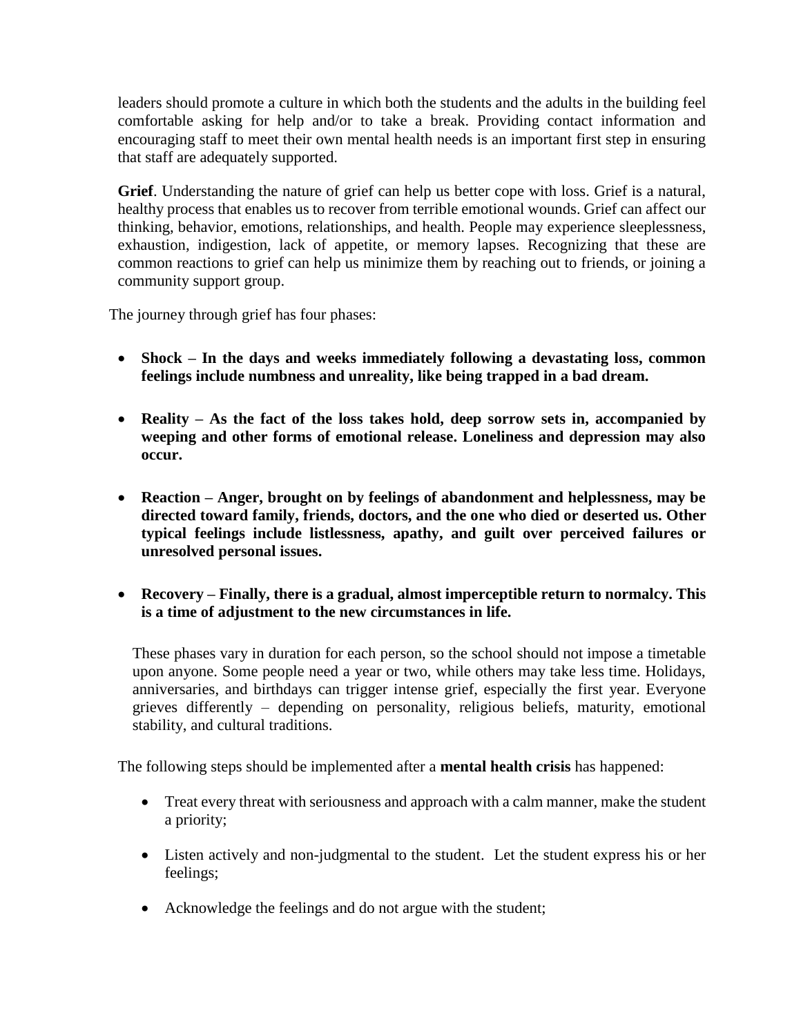leaders should promote a culture in which both the students and the adults in the building feel comfortable asking for help and/or to take a break. Providing contact information and encouraging staff to meet their own mental health needs is an important first step in ensuring that staff are adequately supported.

**Grief**. Understanding the nature of grief can help us better cope with loss. Grief is a natural, healthy process that enables us to recover from terrible emotional wounds. Grief can affect our thinking, behavior, emotions, relationships, and health. People may experience sleeplessness, exhaustion, indigestion, lack of appetite, or memory lapses. Recognizing that these are common reactions to grief can help us minimize them by reaching out to friends, or joining a community support group.

The journey through grief has four phases:

- **Shock – In the days and weeks immediately following a devastating loss, common feelings include numbness and unreality, like being trapped in a bad dream.**
- **Reality – As the fact of the loss takes hold, deep sorrow sets in, accompanied by weeping and other forms of emotional release. Loneliness and depression may also occur.**
- **Reaction – Anger, brought on by feelings of abandonment and helplessness, may be directed toward family, friends, doctors, and the one who died or deserted us. Other typical feelings include listlessness, apathy, and guilt over perceived failures or unresolved personal issues.**
- **Recovery – Finally, there is a gradual, almost imperceptible return to normalcy. This is a time of adjustment to the new circumstances in life.**

These phases vary in duration for each person, so the school should not impose a timetable upon anyone. Some people need a year or two, while others may take less time. Holidays, anniversaries, and birthdays can trigger intense grief, especially the first year. Everyone grieves differently – depending on personality, religious beliefs, maturity, emotional stability, and cultural traditions.

The following steps should be implemented after a **mental health crisis** has happened:

- Treat every threat with seriousness and approach with a calm manner, make the student a priority;
- Listen actively and non-judgmental to the student. Let the student express his or her feelings;
- Acknowledge the feelings and do not argue with the student;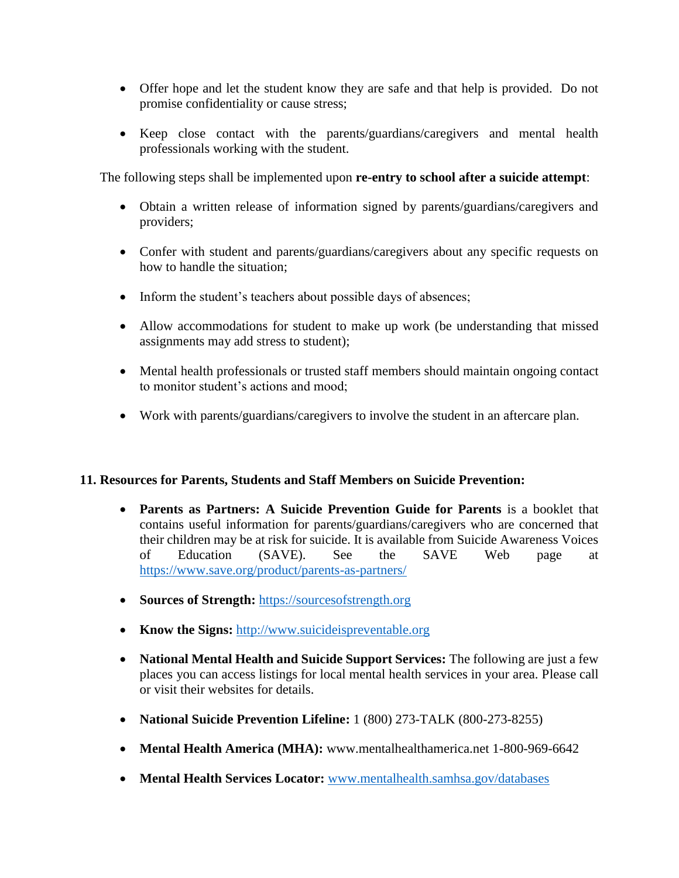- Offer hope and let the student know they are safe and that help is provided. Do not promise confidentiality or cause stress;

- Keep close contact with the parents/guardians/caregivers and mental health professionals working with the student.

The following steps shall be implemented upon **re-entry to school after a suicide attempt**:

- Obtain a written release of information signed by parents/guardians/caregivers and providers;

- Confer with student and parents/guardians/caregivers about any specific requests on how to handle the situation;

- Inform the student's teachers about possible days of absences;

- Allow accommodations for student to make up work (be understanding that missed assignments may add stress to student);

- Mental health professionals or trusted staff members should maintain ongoing contact to monitor student's actions and mood;

- Work with parents/guardians/caregivers to involve the student in an aftercare plan.

**11. Resources for Parents, Students and Staff Members on Suicide Prevention:**

- **Parents as Partners: A Suicide Prevention Guide for Parents** is a booklet that contains useful information for parents/guardians/caregivers who are concerned that their children may be at risk for suicide. It is available from Suicide Awareness Voices of Education (SAVE). See the SAVE Web page at https://www.save.org/product/parents-as-partners/

- **Sources of Strength:** https://sourcesofstrength.org

- **Know the Signs:** http://www.suicideispreventable.org

- **National Mental Health and Suicide Support Services:** The following are just a few places you can access listings for local mental health services in your area. Please call or visit their websites for details.

- **National Suicide Prevention Lifeline:** 1 (800) 273-TALK (800-273-8255)

- **Mental Health America (MHA):** www.mentalhealthamerica.net 1-800-969-6642

- **Mental Health Services Locator:** www.mentalhealth.samhsa.gov/databases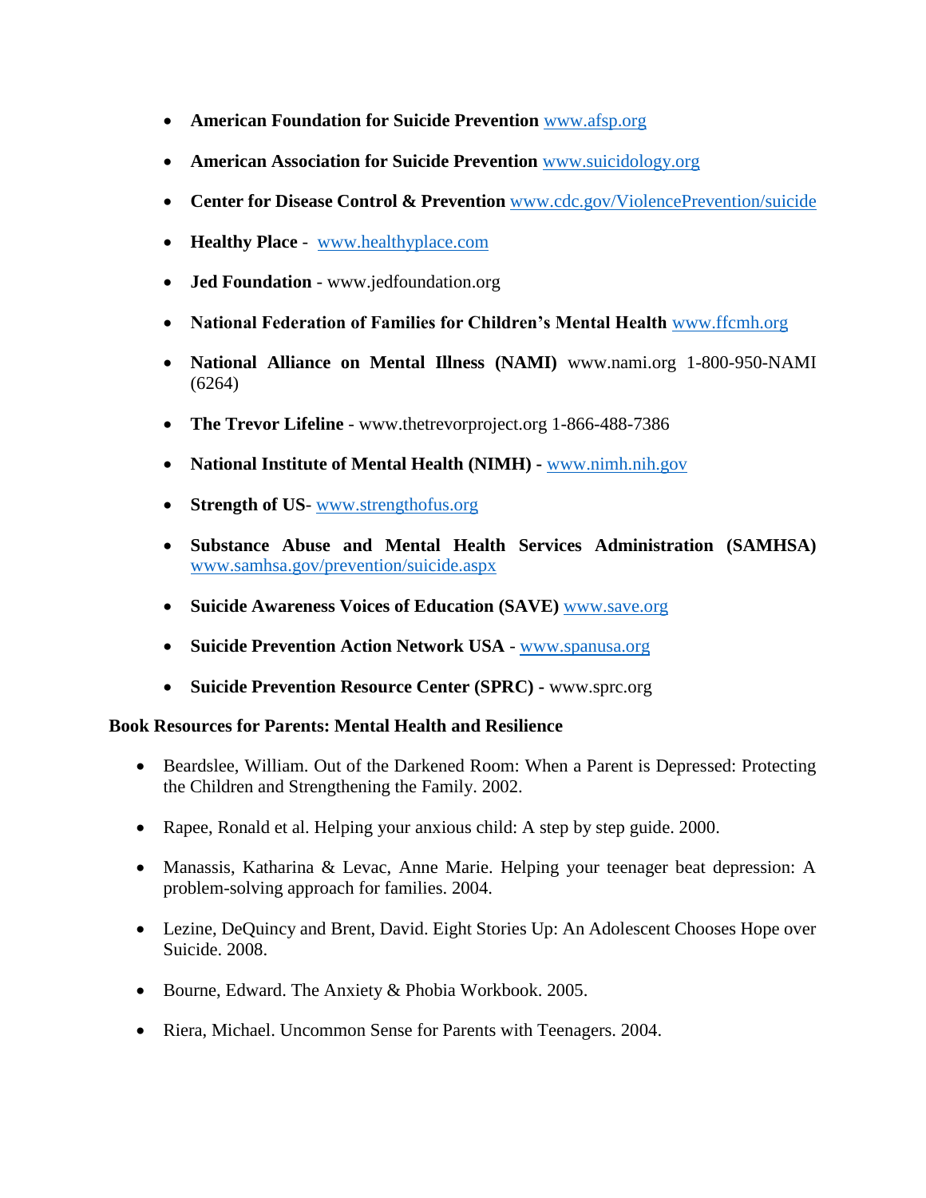- **American Foundation for Suicide Prevention** www.afsp.org
- **American Association for Suicide Prevention** www.suicidology.org
- **Center for Disease Control & Prevention** www.cdc.gov/ViolencePrevention/suicide
- **Healthy Place** - www.healthyplace.com
- **Jed Foundation** - www.jedfoundation.org
- **National Federation of Families for Children's Mental Health** www.ffcmh.org
- **National Alliance on Mental Illness (NAMI)** www.nami.org 1-800-950-NAMI (6264)
- **The Trevor Lifeline** - www.thetrevorproject.org 1-866-488-7386
- **National Institute of Mental Health (NIMH) -** www.nimh.nih.gov
- **Strength of US**- www.strengthofus.org
- **Substance Abuse and Mental Health Services Administration (SAMHSA)** www.samhsa.gov/prevention/suicide.aspx
- **Suicide Awareness Voices of Education (SAVE)** www.save.org
- **Suicide Prevention Action Network USA** - www.spanusa.org
- **Suicide Prevention Resource Center (SPRC) -** www.sprc.org

**Book Resources for Parents: Mental Health and Resilience**

- Beardslee, William. Out of the Darkened Room: When a Parent is Depressed: Protecting the Children and Strengthening the Family. 2002.
- Rapee, Ronald et al. Helping your anxious child: A step by step guide. 2000.
- Manassis, Katharina & Levac, Anne Marie. Helping your teenager beat depression: A problem-solving approach for families. 2004.
- Lezine, DeQuincy and Brent, David. Eight Stories Up: An Adolescent Chooses Hope over Suicide. 2008.
- Bourne, Edward. The Anxiety & Phobia Workbook. 2005.
- Riera, Michael. Uncommon Sense for Parents with Teenagers. 2004.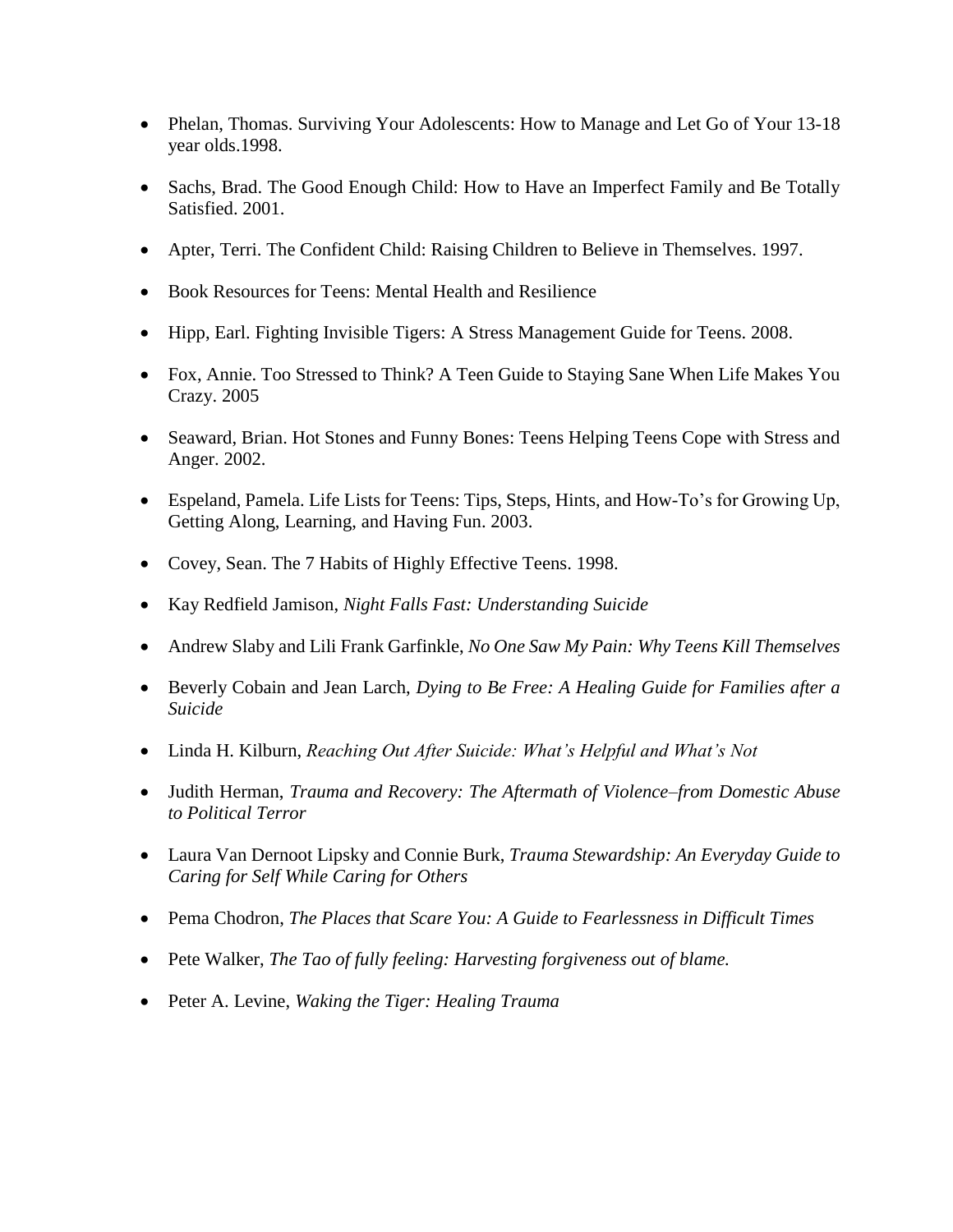- Phelan, Thomas. Surviving Your Adolescents: How to Manage and Let Go of Your 13-18 year olds.1998.
- Sachs, Brad. The Good Enough Child: How to Have an Imperfect Family and Be Totally Satisfied. 2001.
- Apter, Terri. The Confident Child: Raising Children to Believe in Themselves. 1997.
- Book Resources for Teens: Mental Health and Resilience
- Hipp, Earl. Fighting Invisible Tigers: A Stress Management Guide for Teens. 2008.
- Fox, Annie. Too Stressed to Think? A Teen Guide to Staying Sane When Life Makes You Crazy. 2005
- Seaward, Brian. Hot Stones and Funny Bones: Teens Helping Teens Cope with Stress and Anger. 2002.
- Espeland, Pamela. Life Lists for Teens: Tips, Steps, Hints, and How-To's for Growing Up, Getting Along, Learning, and Having Fun. 2003.
- Covey, Sean. The 7 Habits of Highly Effective Teens. 1998.
- Kay Redfield Jamison, *Night Falls Fast: Understanding Suicide*
- Andrew Slaby and Lili Frank Garfinkle, *No One Saw My Pain: Why Teens Kill Themselves*
- Beverly Cobain and Jean Larch, *Dying to Be Free: A Healing Guide for Families after a Suicide*
- Linda H. Kilburn, *Reaching Out After Suicide: What's Helpful and What's Not*
- Judith Herman, *Trauma and Recovery: The Aftermath of Violence–from Domestic Abuse to Political Terror*
- Laura Van Dernoot Lipsky and Connie Burk, *Trauma Stewardship: An Everyday Guide to Caring for Self While Caring for Others*
- Pema Chodron, *The Places that Scare You: A Guide to Fearlessness in Difficult Times*
- Pete Walker, *The Tao of fully feeling: Harvesting forgiveness out of blame.*
- Peter A. Levine, *Waking the Tiger: Healing Trauma*